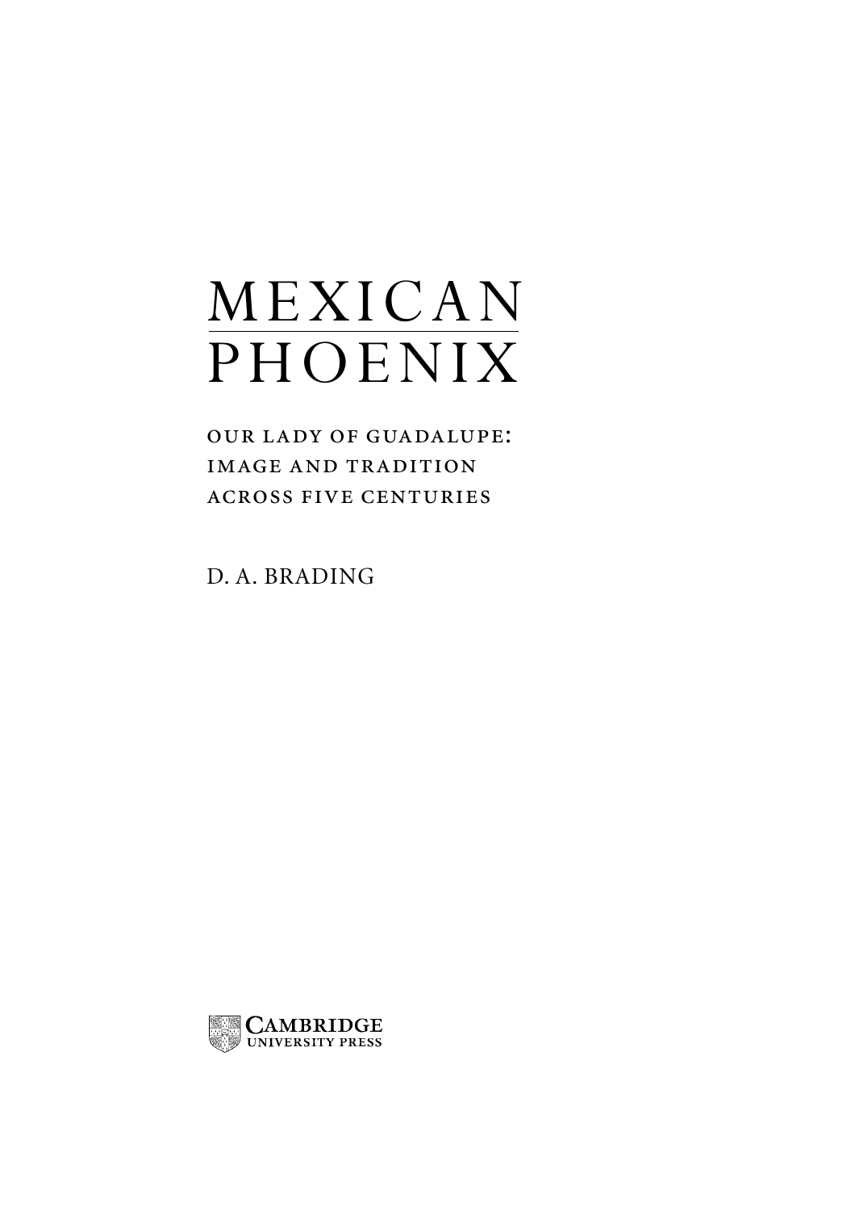# MEXICAN PHOENIX

## OUR LADY OF GUADALUPE: IMAGE AND TRADITION ACROSS FIVE CENTURIES

D. A. BRADING

CAMBRIDGE UNIVERSITY PRESS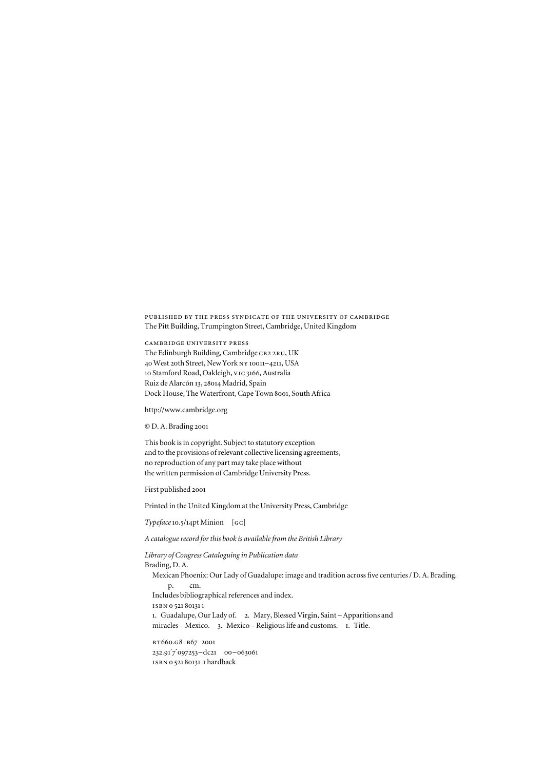PUBLISHED BY THE PRESS SYNDICATE OF THE UNIVERSITY OF CAMBRIDGE
The Pitt Building, Trumpington Street, Cambridge, United Kingdom

CAMBRIDGE UNIVERSITY PRESS
The Edinburgh Building, Cambridge CB2 2RU, UK
40 West 20th Street, New York NY 10011–4211, USA
10 Stamford Road, Oakleigh, VIC 3166, Australia
Ruiz de Alarcón 13, 28014 Madrid, Spain
Dock House, The Waterfront, Cape Town 8001, South Africa

http://www.cambridge.org

© D. A. Brading 2001

This book is in copyright. Subject to statutory exception
and to the provisions of relevant collective licensing agreements,
no reproduction of any part may take place without
the written permission of Cambridge University Press.

First published 2001

Printed in the United Kingdom at the University Press, Cambridge

*Typeface* 10.5/14pt Minion [GC]

*A catalogue record for this book is available from the British Library*

*Library of Congress Cataloguing in Publication data*
Brading, D. A.
Mexican Phoenix: Our Lady of Guadalupe: image and tradition across five centuries / D. A. Brading.
p. cm.
Includes bibliographical references and index.
ISBN 0 521 80131 1
1. Guadalupe, Our Lady of. 2. Mary, Blessed Virgin, Saint – Apparitions and miracles – Mexico. 3. Mexico – Religious life and customs. I. Title.

BT660.G8 B67 2001
232.91′7′097253–dc21 00–063061
ISBN 0 521 80131 1 hardback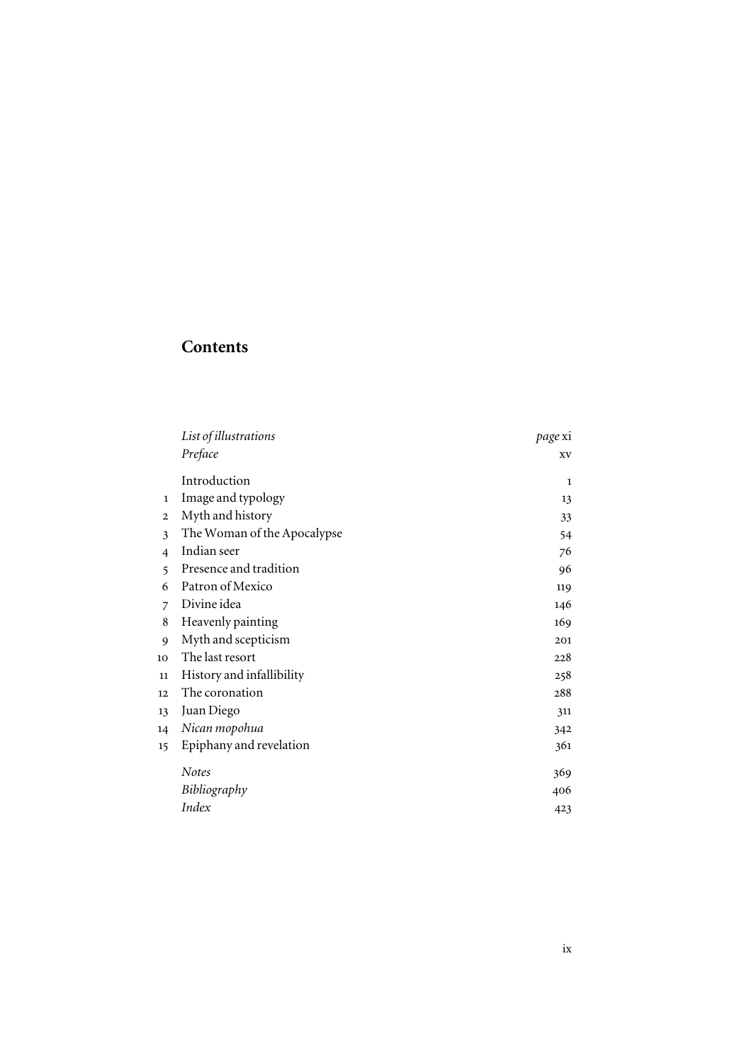# Contents

| | | |
|---|---|---|
| | *List of illustrations* | *page* xi |
| | *Preface* | xv |
| | Introduction | 1 |
| 1 | Image and typology | 13 |
| 2 | Myth and history | 33 |
| 3 | The Woman of the Apocalypse | 54 |
| 4 | Indian seer | 76 |
| 5 | Presence and tradition | 96 |
| 6 | Patron of Mexico | 119 |
| 7 | Divine idea | 146 |
| 8 | Heavenly painting | 169 |
| 9 | Myth and scepticism | 201 |
| 10 | The last resort | 228 |
| 11 | History and infallibility | 258 |
| 12 | The coronation | 288 |
| 13 | Juan Diego | 311 |
| 14 | *Nican mopohua* | 342 |
| 15 | Epiphany and revelation | 361 |
| | *Notes* | 369 |
| | *Bibliography* | 406 |
| | *Index* | 423 |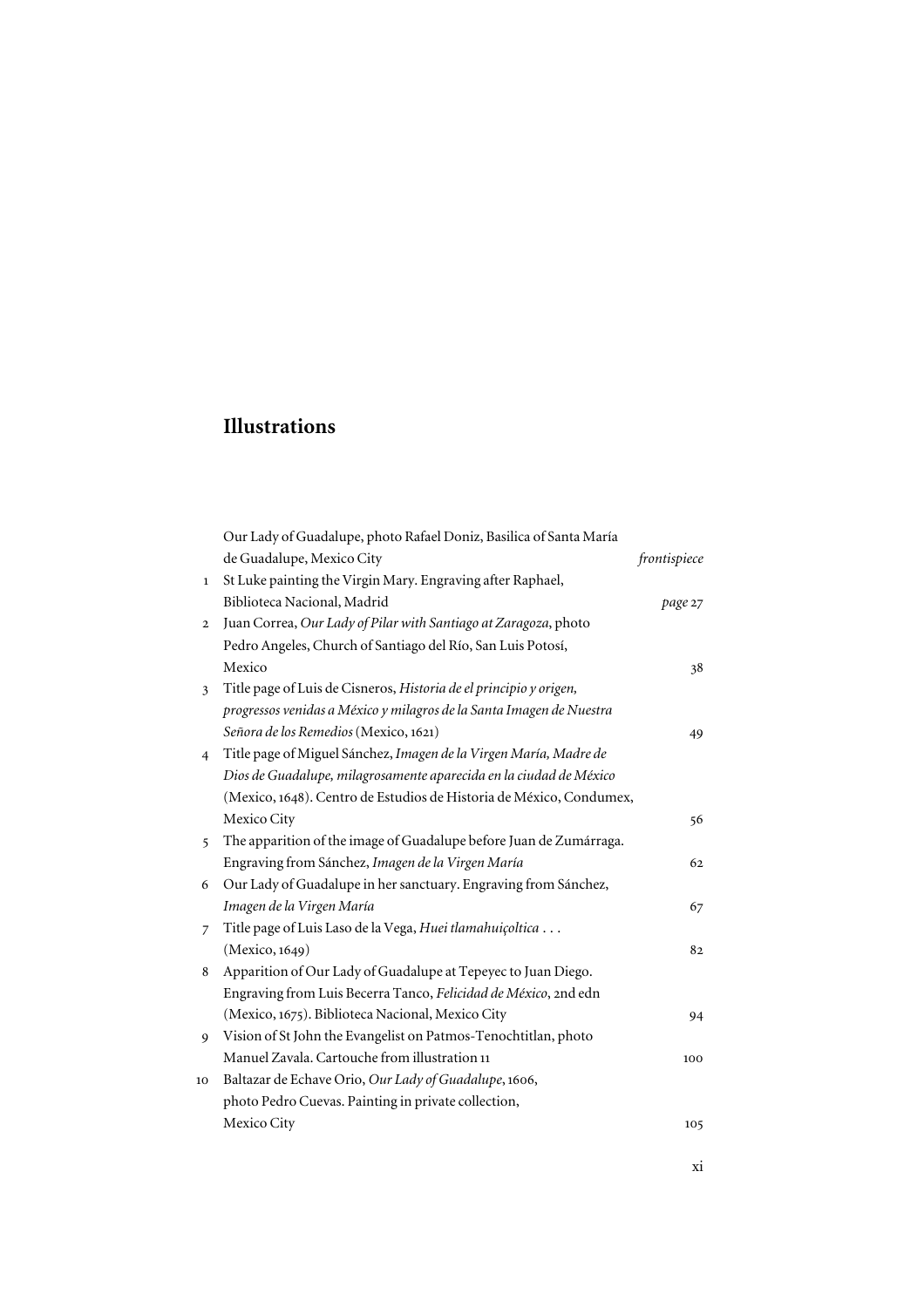# Illustrations

| | | |
|---|---|---|
| | Our Lady of Guadalupe, photo Rafael Doniz, Basilica of Santa María de Guadalupe, Mexico City | *frontispiece* |
| 1 | St Luke painting the Virgin Mary. Engraving after Raphael, Biblioteca Nacional, Madrid | *page* 27 |
| 2 | Juan Correa, *Our Lady of Pilar with Santiago at Zaragoza*, photo Pedro Angeles, Church of Santiago del Río, San Luis Potosí, Mexico | 38 |
| 3 | Title page of Luis de Cisneros, *Historia de el principio y origen, progressos venidas a México y milagros de la Santa Imagen de Nuestra Señora de los Remedios* (Mexico, 1621) | 49 |
| 4 | Title page of Miguel Sánchez, *Imagen de la Virgen María, Madre de Dios de Guadalupe, milagrosamente aparecida en la ciudad de México* (Mexico, 1648). Centro de Estudios de Historia de México, Condumex, Mexico City | 56 |
| 5 | The apparition of the image of Guadalupe before Juan de Zumárraga. Engraving from Sánchez, *Imagen de la Virgen María* | 62 |
| 6 | Our Lady of Guadalupe in her sanctuary. Engraving from Sánchez, *Imagen de la Virgen María* | 67 |
| 7 | Title page of Luis Laso de la Vega, *Huei tlamahuiçoltica . . .* (Mexico, 1649) | 82 |
| 8 | Apparition of Our Lady of Guadalupe at Tepeyec to Juan Diego. Engraving from Luis Becerra Tanco, *Felicidad de México*, 2nd edn (Mexico, 1675). Biblioteca Nacional, Mexico City | 94 |
| 9 | Vision of St John the Evangelist on Patmos-Tenochtitlan, photo Manuel Zavala. Cartouche from illustration 11 | 100 |
| 10 | Baltazar de Echave Orio, *Our Lady of Guadalupe*, 1606, photo Pedro Cuevas. Painting in private collection, Mexico City | 105 |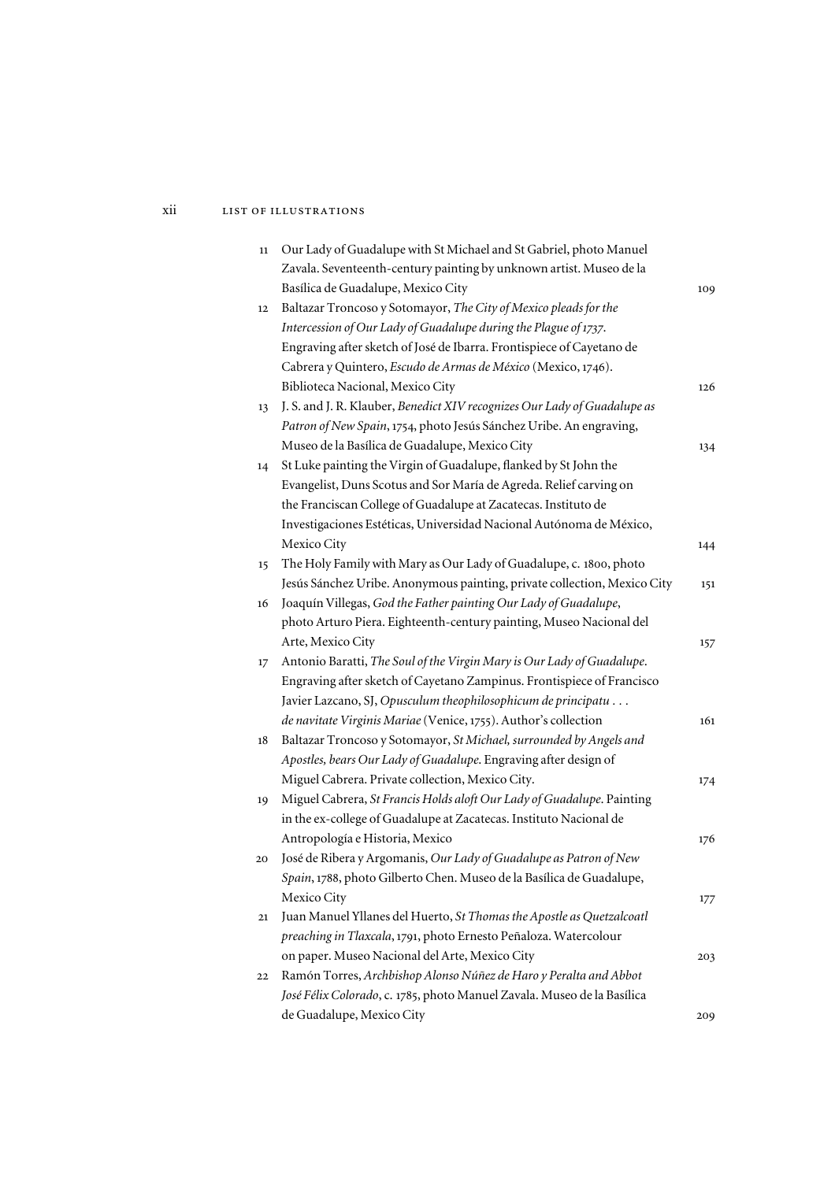11 Our Lady of Guadalupe with St Michael and St Gabriel, photo Manuel Zavala. Seventeenth-century painting by unknown artist. Museo de la Basílica de Guadalupe, Mexico City — 109

12 Baltazar Troncoso y Sotomayor, *The City of Mexico pleads for the Intercession of Our Lady of Guadalupe during the Plague of 1737*. Engraving after sketch of José de Ibarra. Frontispiece of Cayetano de Cabrera y Quintero, *Escudo de Armas de México* (Mexico, 1746). Biblioteca Nacional, Mexico City — 126

13 J. S. and J. R. Klauber, *Benedict XIV recognizes Our Lady of Guadalupe as Patron of New Spain*, 1754, photo Jesús Sánchez Uribe. An engraving, Museo de la Basílica de Guadalupe, Mexico City — 134

14 St Luke painting the Virgin of Guadalupe, flanked by St John the Evangelist, Duns Scotus and Sor María de Agreda. Relief carving on the Franciscan College of Guadalupe at Zacatecas. Instituto de Investigaciones Estéticas, Universidad Nacional Autónoma de México, Mexico City — 144

15 The Holy Family with Mary as Our Lady of Guadalupe, c. 1800, photo Jesús Sánchez Uribe. Anonymous painting, private collection, Mexico City — 151

16 Joaquín Villegas, *God the Father painting Our Lady of Guadalupe*, photo Arturo Piera. Eighteenth-century painting, Museo Nacional del Arte, Mexico City — 157

17 Antonio Baratti, *The Soul of the Virgin Mary is Our Lady of Guadalupe*. Engraving after sketch of Cayetano Zampinus. Frontispiece of Francisco Javier Lazcano, SJ, *Opusculum theophilosophicum de principatu . . . de navitate Virginis Mariae* (Venice, 1755). Author's collection — 161

18 Baltazar Troncoso y Sotomayor, *St Michael, surrounded by Angels and Apostles, bears Our Lady of Guadalupe*. Engraving after design of Miguel Cabrera. Private collection, Mexico City. — 174

19 Miguel Cabrera, *St Francis Holds aloft Our Lady of Guadalupe*. Painting in the ex-college of Guadalupe at Zacatecas. Instituto Nacional de Antropología e Historia, Mexico — 176

20 José de Ribera y Argomanis, *Our Lady of Guadalupe as Patron of New Spain*, 1788, photo Gilberto Chen. Museo de la Basílica de Guadalupe, Mexico City — 177

21 Juan Manuel Yllanes del Huerto, *St Thomas the Apostle as Quetzalcoatl preaching in Tlaxcala*, 1791, photo Ernesto Peñaloza. Watercolour on paper. Museo Nacional del Arte, Mexico City — 203

22 Ramón Torres, *Archbishop Alonso Núñez de Haro y Peralta and Abbot José Félix Colorado*, c. 1785, photo Manuel Zavala. Museo de la Basílica de Guadalupe, Mexico City — 209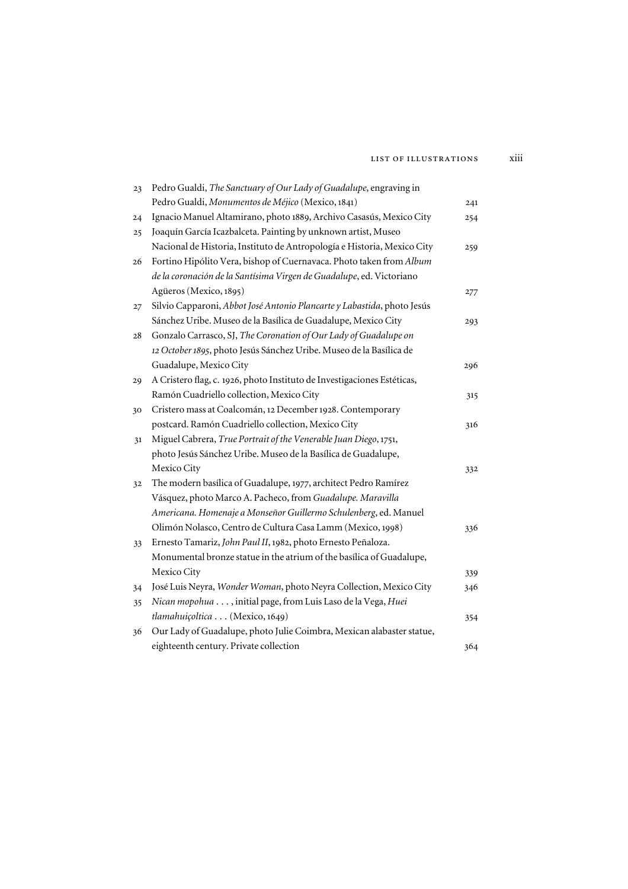| | | |
|---|---|---|
| 23 | Pedro Gualdi, *The Sanctuary of Our Lady of Guadalupe*, engraving in Pedro Gualdi, *Monumentos de Méjico* (Mexico, 1841) | 241 |
| 24 | Ignacio Manuel Altamirano, photo 1889, Archivo Casasús, Mexico City | 254 |
| 25 | Joaquín García Icazbalceta. Painting by unknown artist, Museo Nacional de Historia, Instituto de Antropología e Historia, Mexico City | 259 |
| 26 | Fortino Hipólito Vera, bishop of Cuernavaca. Photo taken from *Album de la coronación de la Santísima Virgen de Guadalupe*, ed. Victoriano Agüeros (Mexico, 1895) | 277 |
| 27 | Silvio Capparoni, *Abbot José Antonio Plancarte y Labastida*, photo Jesús Sánchez Uribe. Museo de la Basílica de Guadalupe, Mexico City | 293 |
| 28 | Gonzalo Carrasco, SJ, *The Coronation of Our Lady of Guadalupe on 12 October 1895*, photo Jesús Sánchez Uribe. Museo de la Basílica de Guadalupe, Mexico City | 296 |
| 29 | A Cristero flag, c. 1926, photo Instituto de Investigaciones Estéticas, Ramón Cuadriello collection, Mexico City | 315 |
| 30 | Cristero mass at Coalcomán, 12 December 1928. Contemporary postcard. Ramón Cuadriello collection, Mexico City | 316 |
| 31 | Miguel Cabrera, *True Portrait of the Venerable Juan Diego*, 1751, photo Jesús Sánchez Uribe. Museo de la Basílica de Guadalupe, Mexico City | 332 |
| 32 | The modern basílica of Guadalupe, 1977, architect Pedro Ramírez Vásquez, photo Marco A. Pacheco, from *Guadalupe. Maravilla Americana. Homenaje a Monseñor Guillermo Schulenberg*, ed. Manuel Olimón Nolasco, Centro de Cultura Casa Lamm (Mexico, 1998) | 336 |
| 33 | Ernesto Tamariz, *John Paul II*, 1982, photo Ernesto Peñaloza. Monumental bronze statue in the atrium of the basílica of Guadalupe, Mexico City | 339 |
| 34 | José Luis Neyra, *Wonder Woman*, photo Neyra Collection, Mexico City | 346 |
| 35 | *Nican mopohua . . .* , initial page, from Luis Laso de la Vega, *Huei tlamahuiçoltica . . .* (Mexico, 1649) | 354 |
| 36 | Our Lady of Guadalupe, photo Julie Coimbra, Mexican alabaster statue, eighteenth century. Private collection | 364 |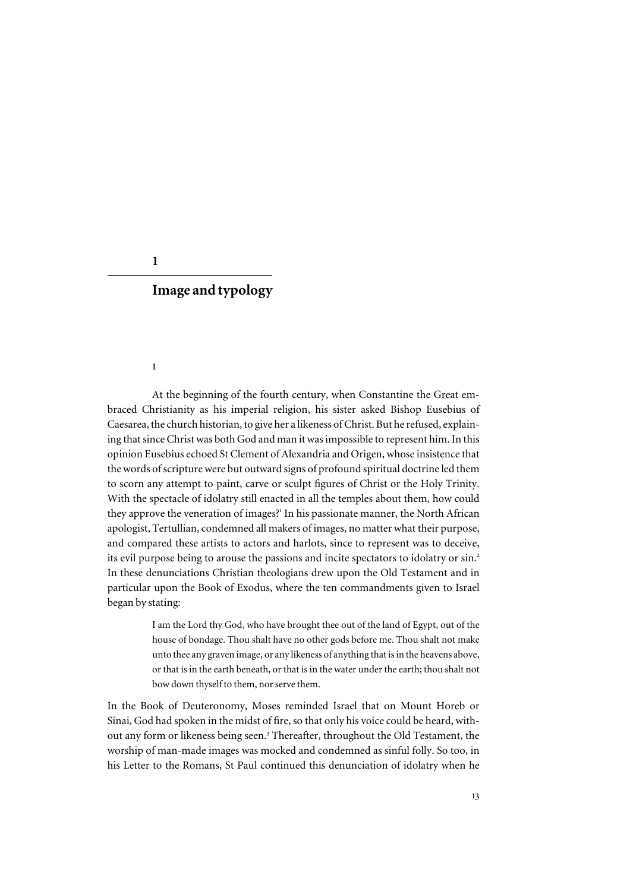# 1

## Image and typology

### I

At the beginning of the fourth century, when Constantine the Great embraced Christianity as his imperial religion, his sister asked Bishop Eusebius of Caesarea, the church historian, to give her a likeness of Christ. But he refused, explaining that since Christ was both God and man it was impossible to represent him. In this opinion Eusebius echoed St Clement of Alexandria and Origen, whose insistence that the words of scripture were but outward signs of profound spiritual doctrine led them to scorn any attempt to paint, carve or sculpt figures of Christ or the Holy Trinity. With the spectacle of idolatry still enacted in all the temples about them, how could they approve the veneration of images?[1] In his passionate manner, the North African apologist, Tertullian, condemned all makers of images, no matter what their purpose, and compared these artists to actors and harlots, since to represent was to deceive, its evil purpose being to arouse the passions and incite spectators to idolatry or sin.[2] In these denunciations Christian theologians drew upon the Old Testament and in particular upon the Book of Exodus, where the ten commandments given to Israel began by stating:

> I am the Lord thy God, who have brought thee out of the land of Egypt, out of the house of bondage. Thou shalt have no other gods before me. Thou shalt not make unto thee any graven image, or any likeness of anything that is in the heavens above, or that is in the earth beneath, or that is in the water under the earth; thou shalt not bow down thyself to them, nor serve them.

In the Book of Deuteronomy, Moses reminded Israel that on Mount Horeb or Sinai, God had spoken in the midst of fire, so that only his voice could be heard, without any form or likeness being seen.[3] Thereafter, throughout the Old Testament, the worship of man-made images was mocked and condemned as sinful folly. So too, in his Letter to the Romans, St Paul continued this denunciation of idolatry when he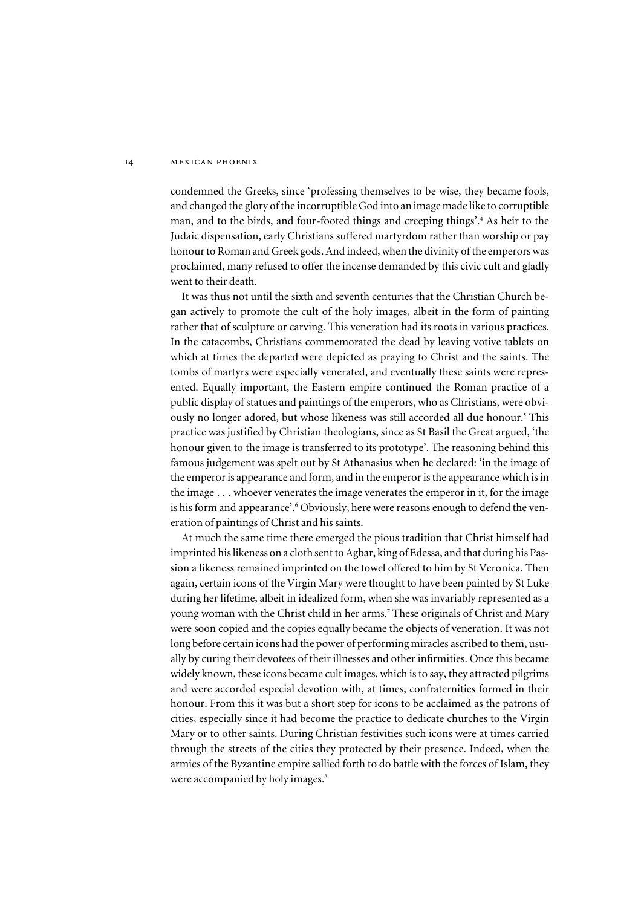condemned the Greeks, since 'professing themselves to be wise, they became fools, and changed the glory of the incorruptible God into an image made like to corruptible man, and to the birds, and four-footed things and creeping things'.[4] As heir to the Judaic dispensation, early Christians suffered martyrdom rather than worship or pay honour to Roman and Greek gods. And indeed, when the divinity of the emperors was proclaimed, many refused to offer the incense demanded by this civic cult and gladly went to their death.

It was thus not until the sixth and seventh centuries that the Christian Church began actively to promote the cult of the holy images, albeit in the form of painting rather that of sculpture or carving. This veneration had its roots in various practices. In the catacombs, Christians commemorated the dead by leaving votive tablets on which at times the departed were depicted as praying to Christ and the saints. The tombs of martyrs were especially venerated, and eventually these saints were represented. Equally important, the Eastern empire continued the Roman practice of a public display of statues and paintings of the emperors, who as Christians, were obviously no longer adored, but whose likeness was still accorded all due honour.[5] This practice was justified by Christian theologians, since as St Basil the Great argued, 'the honour given to the image is transferred to its prototype'. The reasoning behind this famous judgement was spelt out by St Athanasius when he declared: 'in the image of the emperor is appearance and form, and in the emperor is the appearance which is in the image . . . whoever venerates the image venerates the emperor in it, for the image is his form and appearance'.[6] Obviously, here were reasons enough to defend the veneration of paintings of Christ and his saints.

At much the same time there emerged the pious tradition that Christ himself had imprinted his likeness on a cloth sent to Agbar, king of Edessa, and that during his Passion a likeness remained imprinted on the towel offered to him by St Veronica. Then again, certain icons of the Virgin Mary were thought to have been painted by St Luke during her lifetime, albeit in idealized form, when she was invariably represented as a young woman with the Christ child in her arms.[7] These originals of Christ and Mary were soon copied and the copies equally became the objects of veneration. It was not long before certain icons had the power of performing miracles ascribed to them, usually by curing their devotees of their illnesses and other infirmities. Once this became widely known, these icons became cult images, which is to say, they attracted pilgrims and were accorded especial devotion with, at times, confraternities formed in their honour. From this it was but a short step for icons to be acclaimed as the patrons of cities, especially since it had become the practice to dedicate churches to the Virgin Mary or to other saints. During Christian festivities such icons were at times carried through the streets of the cities they protected by their presence. Indeed, when the armies of the Byzantine empire sallied forth to do battle with the forces of Islam, they were accompanied by holy images.[8]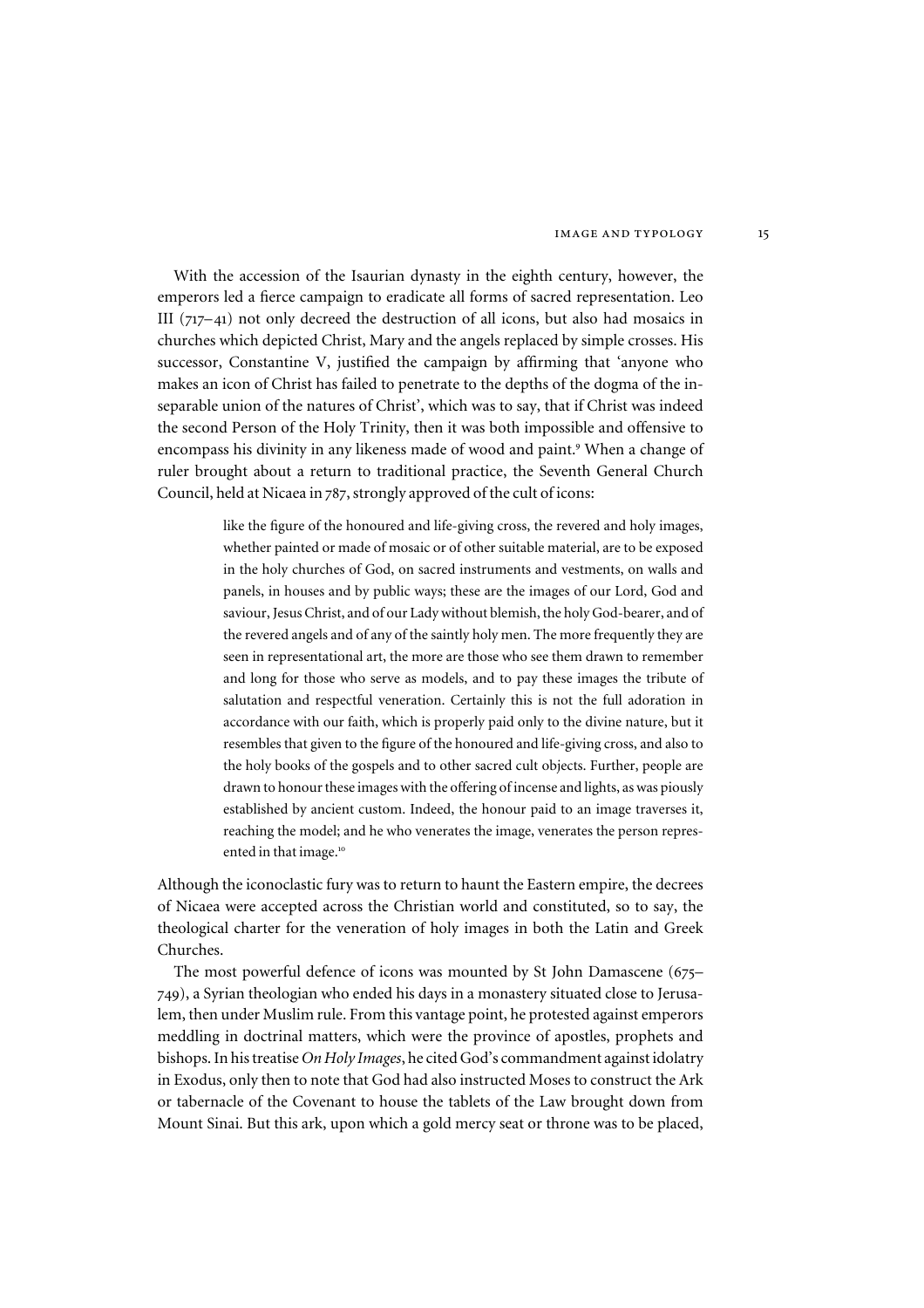With the accession of the Isaurian dynasty in the eighth century, however, the emperors led a fierce campaign to eradicate all forms of sacred representation. Leo III (717–41) not only decreed the destruction of all icons, but also had mosaics in churches which depicted Christ, Mary and the angels replaced by simple crosses. His successor, Constantine V, justified the campaign by affirming that 'anyone who makes an icon of Christ has failed to penetrate to the depths of the dogma of the inseparable union of the natures of Christ', which was to say, that if Christ was indeed the second Person of the Holy Trinity, then it was both impossible and offensive to encompass his divinity in any likeness made of wood and paint.[9] When a change of ruler brought about a return to traditional practice, the Seventh General Church Council, held at Nicaea in 787, strongly approved of the cult of icons:

> like the figure of the honoured and life-giving cross, the revered and holy images, whether painted or made of mosaic or of other suitable material, are to be exposed in the holy churches of God, on sacred instruments and vestments, on walls and panels, in houses and by public ways; these are the images of our Lord, God and saviour, Jesus Christ, and of our Lady without blemish, the holy God-bearer, and of the revered angels and of any of the saintly holy men. The more frequently they are seen in representational art, the more are those who see them drawn to remember and long for those who serve as models, and to pay these images the tribute of salutation and respectful veneration. Certainly this is not the full adoration in accordance with our faith, which is properly paid only to the divine nature, but it resembles that given to the figure of the honoured and life-giving cross, and also to the holy books of the gospels and to other sacred cult objects. Further, people are drawn to honour these images with the offering of incense and lights, as was piously established by ancient custom. Indeed, the honour paid to an image traverses it, reaching the model; and he who venerates the image, venerates the person represented in that image.[10]

Although the iconoclastic fury was to return to haunt the Eastern empire, the decrees of Nicaea were accepted across the Christian world and constituted, so to say, the theological charter for the veneration of holy images in both the Latin and Greek Churches.

The most powerful defence of icons was mounted by St John Damascene (675–749), a Syrian theologian who ended his days in a monastery situated close to Jerusalem, then under Muslim rule. From this vantage point, he protested against emperors meddling in doctrinal matters, which were the province of apostles, prophets and bishops. In his treatise *On Holy Images*, he cited God's commandment against idolatry in Exodus, only then to note that God had also instructed Moses to construct the Ark or tabernacle of the Covenant to house the tablets of the Law brought down from Mount Sinai. But this ark, upon which a gold mercy seat or throne was to be placed,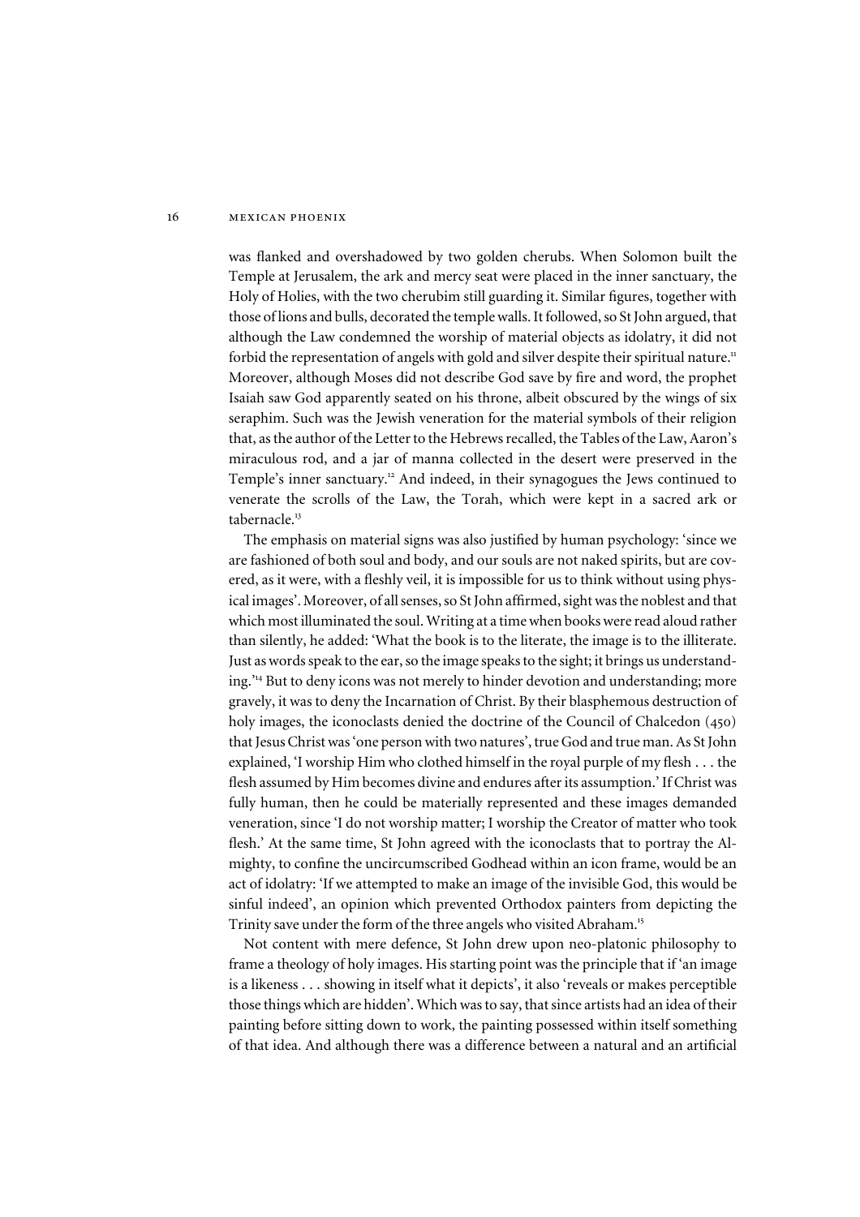was flanked and overshadowed by two golden cherubs. When Solomon built the Temple at Jerusalem, the ark and mercy seat were placed in the inner sanctuary, the Holy of Holies, with the two cherubim still guarding it. Similar figures, together with those of lions and bulls, decorated the temple walls. It followed, so St John argued, that although the Law condemned the worship of material objects as idolatry, it did not forbid the representation of angels with gold and silver despite their spiritual nature.[11] Moreover, although Moses did not describe God save by fire and word, the prophet Isaiah saw God apparently seated on his throne, albeit obscured by the wings of six seraphim. Such was the Jewish veneration for the material symbols of their religion that, as the author of the Letter to the Hebrews recalled, the Tables of the Law, Aaron's miraculous rod, and a jar of manna collected in the desert were preserved in the Temple's inner sanctuary.[12] And indeed, in their synagogues the Jews continued to venerate the scrolls of the Law, the Torah, which were kept in a sacred ark or tabernacle.[13]

The emphasis on material signs was also justified by human psychology: 'since we are fashioned of both soul and body, and our souls are not naked spirits, but are covered, as it were, with a fleshly veil, it is impossible for us to think without using physical images'. Moreover, of all senses, so St John affirmed, sight was the noblest and that which most illuminated the soul. Writing at a time when books were read aloud rather than silently, he added: 'What the book is to the literate, the image is to the illiterate. Just as words speak to the ear, so the image speaks to the sight; it brings us understanding.'[14] But to deny icons was not merely to hinder devotion and understanding; more gravely, it was to deny the Incarnation of Christ. By their blasphemous destruction of holy images, the iconoclasts denied the doctrine of the Council of Chalcedon (450) that Jesus Christ was 'one person with two natures', true God and true man. As St John explained, 'I worship Him who clothed himself in the royal purple of my flesh . . . the flesh assumed by Him becomes divine and endures after its assumption.' If Christ was fully human, then he could be materially represented and these images demanded veneration, since 'I do not worship matter; I worship the Creator of matter who took flesh.' At the same time, St John agreed with the iconoclasts that to portray the Almighty, to confine the uncircumscribed Godhead within an icon frame, would be an act of idolatry: 'If we attempted to make an image of the invisible God, this would be sinful indeed', an opinion which prevented Orthodox painters from depicting the Trinity save under the form of the three angels who visited Abraham.[15]

Not content with mere defence, St John drew upon neo-platonic philosophy to frame a theology of holy images. His starting point was the principle that if 'an image is a likeness . . . showing in itself what it depicts', it also 'reveals or makes perceptible those things which are hidden'. Which was to say, that since artists had an idea of their painting before sitting down to work, the painting possessed within itself something of that idea. And although there was a difference between a natural and an artificial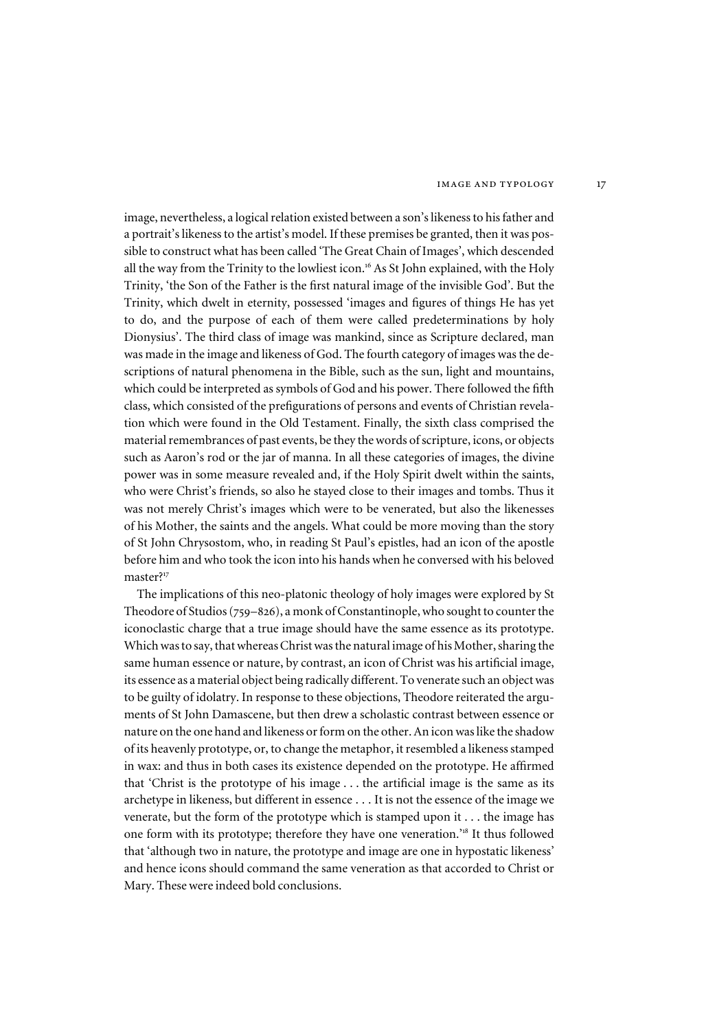image, nevertheless, a logical relation existed between a son's likeness to his father and a portrait's likeness to the artist's model. If these premises be granted, then it was possible to construct what has been called 'The Great Chain of Images', which descended all the way from the Trinity to the lowliest icon.[16] As St John explained, with the Holy Trinity, 'the Son of the Father is the first natural image of the invisible God'. But the Trinity, which dwelt in eternity, possessed 'images and figures of things He has yet to do, and the purpose of each of them were called predeterminations by holy Dionysius'. The third class of image was mankind, since as Scripture declared, man was made in the image and likeness of God. The fourth category of images was the descriptions of natural phenomena in the Bible, such as the sun, light and mountains, which could be interpreted as symbols of God and his power. There followed the fifth class, which consisted of the prefigurations of persons and events of Christian revelation which were found in the Old Testament. Finally, the sixth class comprised the material remembrances of past events, be they the words of scripture, icons, or objects such as Aaron's rod or the jar of manna. In all these categories of images, the divine power was in some measure revealed and, if the Holy Spirit dwelt within the saints, who were Christ's friends, so also he stayed close to their images and tombs. Thus it was not merely Christ's images which were to be venerated, but also the likenesses of his Mother, the saints and the angels. What could be more moving than the story of St John Chrysostom, who, in reading St Paul's epistles, had an icon of the apostle before him and who took the icon into his hands when he conversed with his beloved master?[17]

The implications of this neo-platonic theology of holy images were explored by St Theodore of Studios (759–826), a monk of Constantinople, who sought to counter the iconoclastic charge that a true image should have the same essence as its prototype. Which was to say, that whereas Christ was the natural image of his Mother, sharing the same human essence or nature, by contrast, an icon of Christ was his artificial image, its essence as a material object being radically different. To venerate such an object was to be guilty of idolatry. In response to these objections, Theodore reiterated the arguments of St John Damascene, but then drew a scholastic contrast between essence or nature on the one hand and likeness or form on the other. An icon was like the shadow of its heavenly prototype, or, to change the metaphor, it resembled a likeness stamped in wax: and thus in both cases its existence depended on the prototype. He affirmed that 'Christ is the prototype of his image . . . the artificial image is the same as its archetype in likeness, but different in essence . . . It is not the essence of the image we venerate, but the form of the prototype which is stamped upon it . . . the image has one form with its prototype; therefore they have one veneration.'[18] It thus followed that 'although two in nature, the prototype and image are one in hypostatic likeness' and hence icons should command the same veneration as that accorded to Christ or Mary. These were indeed bold conclusions.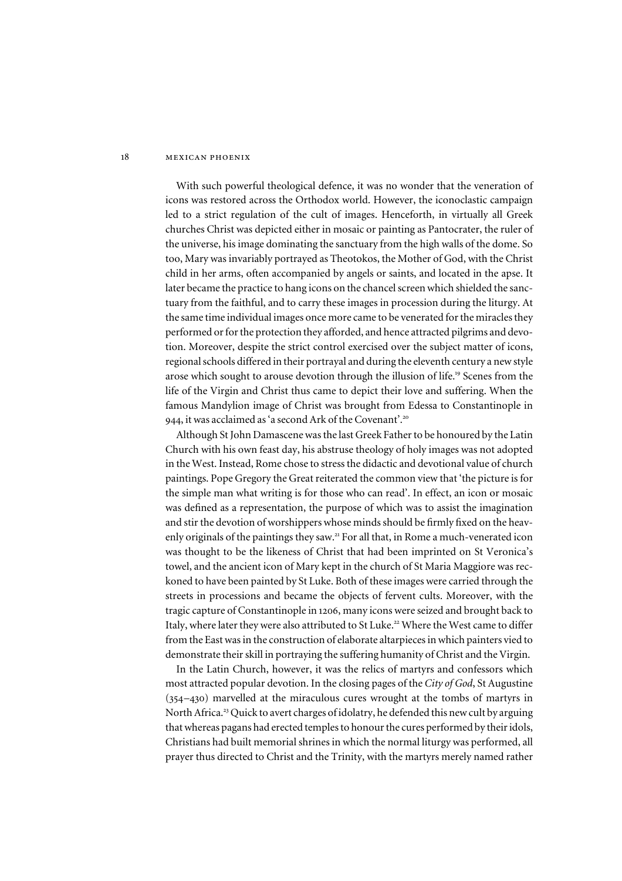With such powerful theological defence, it was no wonder that the veneration of icons was restored across the Orthodox world. However, the iconoclastic campaign led to a strict regulation of the cult of images. Henceforth, in virtually all Greek churches Christ was depicted either in mosaic or painting as Pantocrater, the ruler of the universe, his image dominating the sanctuary from the high walls of the dome. So too, Mary was invariably portrayed as Theotokos, the Mother of God, with the Christ child in her arms, often accompanied by angels or saints, and located in the apse. It later became the practice to hang icons on the chancel screen which shielded the sanctuary from the faithful, and to carry these images in procession during the liturgy. At the same time individual images once more came to be venerated for the miracles they performed or for the protection they afforded, and hence attracted pilgrims and devotion. Moreover, despite the strict control exercised over the subject matter of icons, regional schools differed in their portrayal and during the eleventh century a new style arose which sought to arouse devotion through the illusion of life.[19] Scenes from the life of the Virgin and Christ thus came to depict their love and suffering. When the famous Mandylion image of Christ was brought from Edessa to Constantinople in 944, it was acclaimed as 'a second Ark of the Covenant'.[20]

Although St John Damascene was the last Greek Father to be honoured by the Latin Church with his own feast day, his abstruse theology of holy images was not adopted in the West. Instead, Rome chose to stress the didactic and devotional value of church paintings. Pope Gregory the Great reiterated the common view that 'the picture is for the simple man what writing is for those who can read'. In effect, an icon or mosaic was defined as a representation, the purpose of which was to assist the imagination and stir the devotion of worshippers whose minds should be firmly fixed on the heavenly originals of the paintings they saw.[21] For all that, in Rome a much-venerated icon was thought to be the likeness of Christ that had been imprinted on St Veronica's towel, and the ancient icon of Mary kept in the church of St Maria Maggiore was reckoned to have been painted by St Luke. Both of these images were carried through the streets in processions and became the objects of fervent cults. Moreover, with the tragic capture of Constantinople in 1206, many icons were seized and brought back to Italy, where later they were also attributed to St Luke.[22] Where the West came to differ from the East was in the construction of elaborate altarpieces in which painters vied to demonstrate their skill in portraying the suffering humanity of Christ and the Virgin.

In the Latin Church, however, it was the relics of martyrs and confessors which most attracted popular devotion. In the closing pages of the *City of God*, St Augustine (354–430) marvelled at the miraculous cures wrought at the tombs of martyrs in North Africa.[23] Quick to avert charges of idolatry, he defended this new cult by arguing that whereas pagans had erected temples to honour the cures performed by their idols, Christians had built memorial shrines in which the normal liturgy was performed, all prayer thus directed to Christ and the Trinity, with the martyrs merely named rather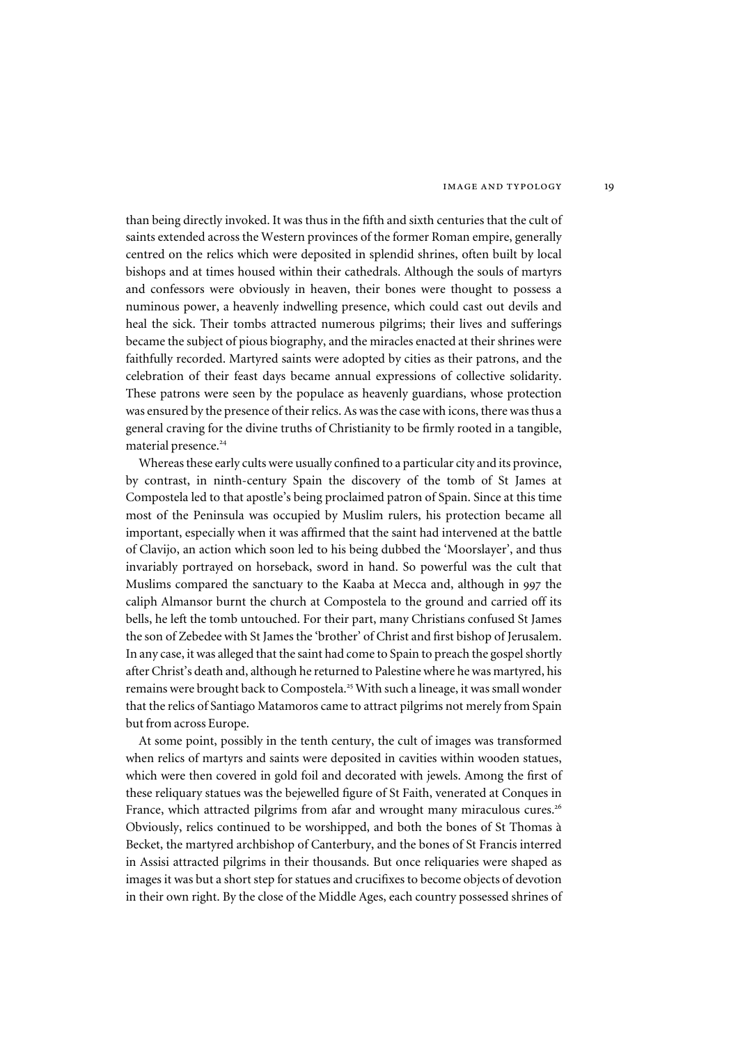than being directly invoked. It was thus in the fifth and sixth centuries that the cult of saints extended across the Western provinces of the former Roman empire, generally centred on the relics which were deposited in splendid shrines, often built by local bishops and at times housed within their cathedrals. Although the souls of martyrs and confessors were obviously in heaven, their bones were thought to possess a numinous power, a heavenly indwelling presence, which could cast out devils and heal the sick. Their tombs attracted numerous pilgrims; their lives and sufferings became the subject of pious biography, and the miracles enacted at their shrines were faithfully recorded. Martyred saints were adopted by cities as their patrons, and the celebration of their feast days became annual expressions of collective solidarity. These patrons were seen by the populace as heavenly guardians, whose protection was ensured by the presence of their relics. As was the case with icons, there was thus a general craving for the divine truths of Christianity to be firmly rooted in a tangible, material presence.[24]

Whereas these early cults were usually confined to a particular city and its province, by contrast, in ninth-century Spain the discovery of the tomb of St James at Compostela led to that apostle's being proclaimed patron of Spain. Since at this time most of the Peninsula was occupied by Muslim rulers, his protection became all important, especially when it was affirmed that the saint had intervened at the battle of Clavijo, an action which soon led to his being dubbed the 'Moorslayer', and thus invariably portrayed on horseback, sword in hand. So powerful was the cult that Muslims compared the sanctuary to the Kaaba at Mecca and, although in 997 the caliph Almansor burnt the church at Compostela to the ground and carried off its bells, he left the tomb untouched. For their part, many Christians confused St James the son of Zebedee with St James the 'brother' of Christ and first bishop of Jerusalem. In any case, it was alleged that the saint had come to Spain to preach the gospel shortly after Christ's death and, although he returned to Palestine where he was martyred, his remains were brought back to Compostela.[25] With such a lineage, it was small wonder that the relics of Santiago Matamoros came to attract pilgrims not merely from Spain but from across Europe.

At some point, possibly in the tenth century, the cult of images was transformed when relics of martyrs and saints were deposited in cavities within wooden statues, which were then covered in gold foil and decorated with jewels. Among the first of these reliquary statues was the bejewelled figure of St Faith, venerated at Conques in France, which attracted pilgrims from afar and wrought many miraculous cures.[26] Obviously, relics continued to be worshipped, and both the bones of St Thomas à Becket, the martyred archbishop of Canterbury, and the bones of St Francis interred in Assisi attracted pilgrims in their thousands. But once reliquaries were shaped as images it was but a short step for statues and crucifixes to become objects of devotion in their own right. By the close of the Middle Ages, each country possessed shrines of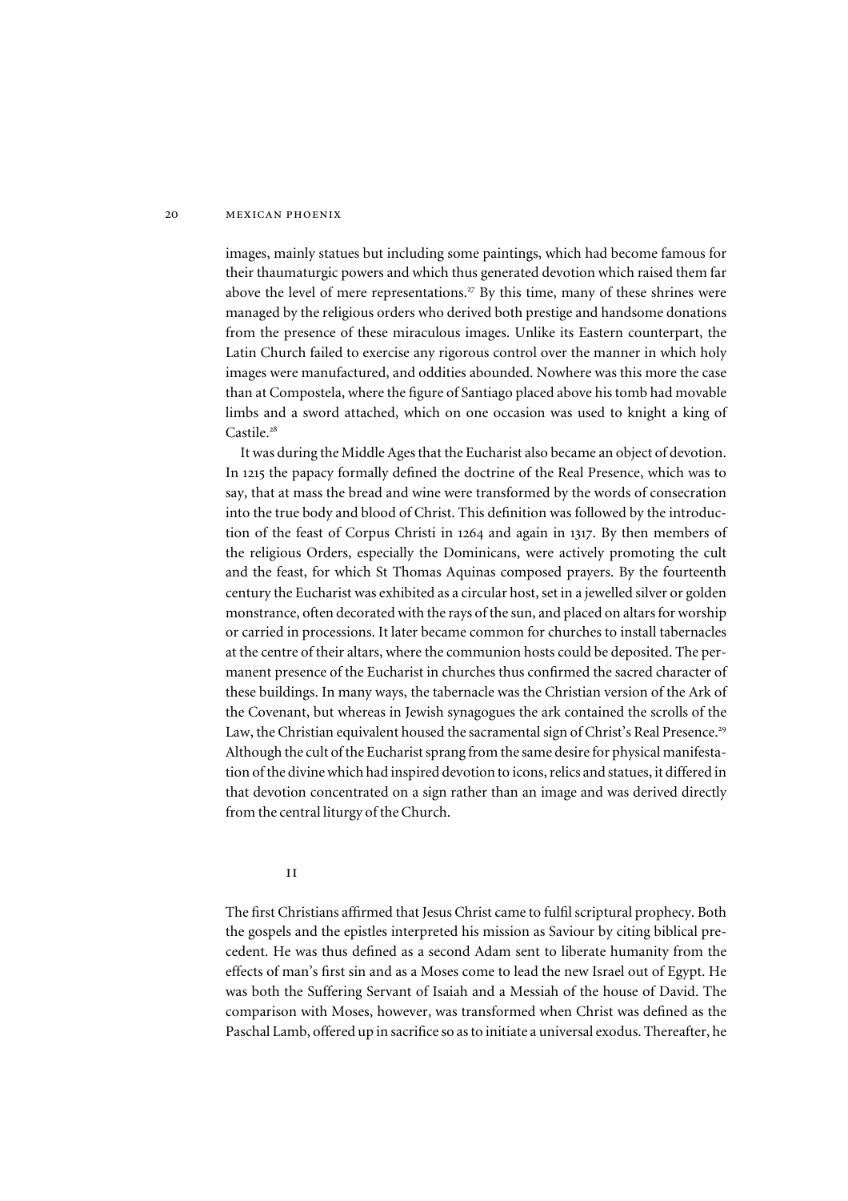images, mainly statues but including some paintings, which had become famous for their thaumaturgic powers and which thus generated devotion which raised them far above the level of mere representations.[27] By this time, many of these shrines were managed by the religious orders who derived both prestige and handsome donations from the presence of these miraculous images. Unlike its Eastern counterpart, the Latin Church failed to exercise any rigorous control over the manner in which holy images were manufactured, and oddities abounded. Nowhere was this more the case than at Compostela, where the figure of Santiago placed above his tomb had movable limbs and a sword attached, which on one occasion was used to knight a king of Castile.[28]

It was during the Middle Ages that the Eucharist also became an object of devotion. In 1215 the papacy formally defined the doctrine of the Real Presence, which was to say, that at mass the bread and wine were transformed by the words of consecration into the true body and blood of Christ. This definition was followed by the introduction of the feast of Corpus Christi in 1264 and again in 1317. By then members of the religious Orders, especially the Dominicans, were actively promoting the cult and the feast, for which St Thomas Aquinas composed prayers. By the fourteenth century the Eucharist was exhibited as a circular host, set in a jewelled silver or golden monstrance, often decorated with the rays of the sun, and placed on altars for worship or carried in processions. It later became common for churches to install tabernacles at the centre of their altars, where the communion hosts could be deposited. The permanent presence of the Eucharist in churches thus confirmed the sacred character of these buildings. In many ways, the tabernacle was the Christian version of the Ark of the Covenant, but whereas in Jewish synagogues the ark contained the scrolls of the Law, the Christian equivalent housed the sacramental sign of Christ's Real Presence.[29] Although the cult of the Eucharist sprang from the same desire for physical manifestation of the divine which had inspired devotion to icons, relics and statues, it differed in that devotion concentrated on a sign rather than an image and was derived directly from the central liturgy of the Church.

## II

The first Christians affirmed that Jesus Christ came to fulfil scriptural prophecy. Both the gospels and the epistles interpreted his mission as Saviour by citing biblical precedent. He was thus defined as a second Adam sent to liberate humanity from the effects of man's first sin and as a Moses come to lead the new Israel out of Egypt. He was both the Suffering Servant of Isaiah and a Messiah of the house of David. The comparison with Moses, however, was transformed when Christ was defined as the Paschal Lamb, offered up in sacrifice so as to initiate a universal exodus. Thereafter, he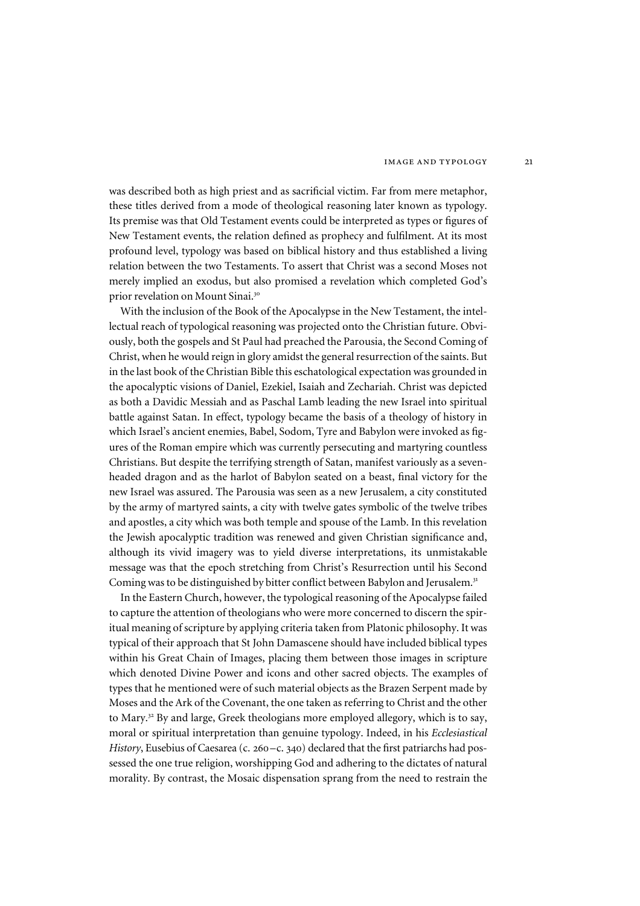was described both as high priest and as sacrificial victim. Far from mere metaphor, these titles derived from a mode of theological reasoning later known as typology. Its premise was that Old Testament events could be interpreted as types or figures of New Testament events, the relation defined as prophecy and fulfilment. At its most profound level, typology was based on biblical history and thus established a living relation between the two Testaments. To assert that Christ was a second Moses not merely implied an exodus, but also promised a revelation which completed God's prior revelation on Mount Sinai.[30]

With the inclusion of the Book of the Apocalypse in the New Testament, the intellectual reach of typological reasoning was projected onto the Christian future. Obviously, both the gospels and St Paul had preached the Parousia, the Second Coming of Christ, when he would reign in glory amidst the general resurrection of the saints. But in the last book of the Christian Bible this eschatological expectation was grounded in the apocalyptic visions of Daniel, Ezekiel, Isaiah and Zechariah. Christ was depicted as both a Davidic Messiah and as Paschal Lamb leading the new Israel into spiritual battle against Satan. In effect, typology became the basis of a theology of history in which Israel's ancient enemies, Babel, Sodom, Tyre and Babylon were invoked as figures of the Roman empire which was currently persecuting and martyring countless Christians. But despite the terrifying strength of Satan, manifest variously as a seven-headed dragon and as the harlot of Babylon seated on a beast, final victory for the new Israel was assured. The Parousia was seen as a new Jerusalem, a city constituted by the army of martyred saints, a city with twelve gates symbolic of the twelve tribes and apostles, a city which was both temple and spouse of the Lamb. In this revelation the Jewish apocalyptic tradition was renewed and given Christian significance and, although its vivid imagery was to yield diverse interpretations, its unmistakable message was that the epoch stretching from Christ's Resurrection until his Second Coming was to be distinguished by bitter conflict between Babylon and Jerusalem.[31]

In the Eastern Church, however, the typological reasoning of the Apocalypse failed to capture the attention of theologians who were more concerned to discern the spiritual meaning of scripture by applying criteria taken from Platonic philosophy. It was typical of their approach that St John Damascene should have included biblical types within his Great Chain of Images, placing them between those images in scripture which denoted Divine Power and icons and other sacred objects. The examples of types that he mentioned were of such material objects as the Brazen Serpent made by Moses and the Ark of the Covenant, the one taken as referring to Christ and the other to Mary.[32] By and large, Greek theologians more employed allegory, which is to say, moral or spiritual interpretation than genuine typology. Indeed, in his *Ecclesiastical History*, Eusebius of Caesarea (c. 260–c. 340) declared that the first patriarchs had possessed the one true religion, worshipping God and adhering to the dictates of natural morality. By contrast, the Mosaic dispensation sprang from the need to restrain the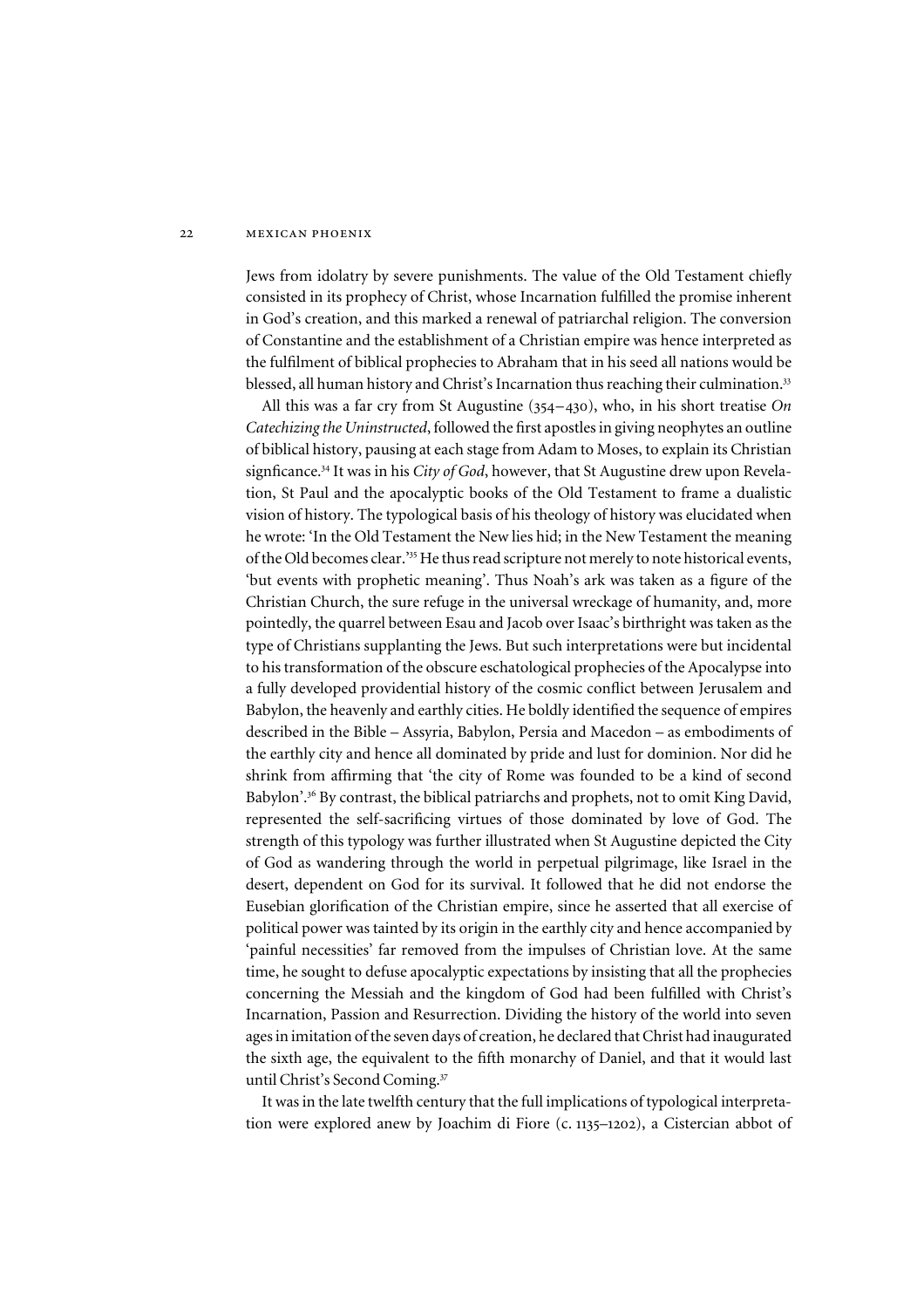Jews from idolatry by severe punishments. The value of the Old Testament chiefly consisted in its prophecy of Christ, whose Incarnation fulfilled the promise inherent in God's creation, and this marked a renewal of patriarchal religion. The conversion of Constantine and the establishment of a Christian empire was hence interpreted as the fulfilment of biblical prophecies to Abraham that in his seed all nations would be blessed, all human history and Christ's Incarnation thus reaching their culmination.[33]

All this was a far cry from St Augustine (354–430), who, in his short treatise *On Catechizing the Uninstructed*, followed the first apostles in giving neophytes an outline of biblical history, pausing at each stage from Adam to Moses, to explain its Christian signficance.[34] It was in his *City of God*, however, that St Augustine drew upon Revelation, St Paul and the apocalyptic books of the Old Testament to frame a dualistic vision of history. The typological basis of his theology of history was elucidated when he wrote: 'In the Old Testament the New lies hid; in the New Testament the meaning of the Old becomes clear.'[35] He thus read scripture not merely to note historical events, 'but events with prophetic meaning'. Thus Noah's ark was taken as a figure of the Christian Church, the sure refuge in the universal wreckage of humanity, and, more pointedly, the quarrel between Esau and Jacob over Isaac's birthright was taken as the type of Christians supplanting the Jews. But such interpretations were but incidental to his transformation of the obscure eschatological prophecies of the Apocalypse into a fully developed providential history of the cosmic conflict between Jerusalem and Babylon, the heavenly and earthly cities. He boldly identified the sequence of empires described in the Bible – Assyria, Babylon, Persia and Macedon – as embodiments of the earthly city and hence all dominated by pride and lust for dominion. Nor did he shrink from affirming that 'the city of Rome was founded to be a kind of second Babylon'.[36] By contrast, the biblical patriarchs and prophets, not to omit King David, represented the self-sacrificing virtues of those dominated by love of God. The strength of this typology was further illustrated when St Augustine depicted the City of God as wandering through the world in perpetual pilgrimage, like Israel in the desert, dependent on God for its survival. It followed that he did not endorse the Eusebian glorification of the Christian empire, since he asserted that all exercise of political power was tainted by its origin in the earthly city and hence accompanied by 'painful necessities' far removed from the impulses of Christian love. At the same time, he sought to defuse apocalyptic expectations by insisting that all the prophecies concerning the Messiah and the kingdom of God had been fulfilled with Christ's Incarnation, Passion and Resurrection. Dividing the history of the world into seven ages in imitation of the seven days of creation, he declared that Christ had inaugurated the sixth age, the equivalent to the fifth monarchy of Daniel, and that it would last until Christ's Second Coming.[37]

It was in the late twelfth century that the full implications of typological interpretation were explored anew by Joachim di Fiore (c. 1135–1202), a Cistercian abbot of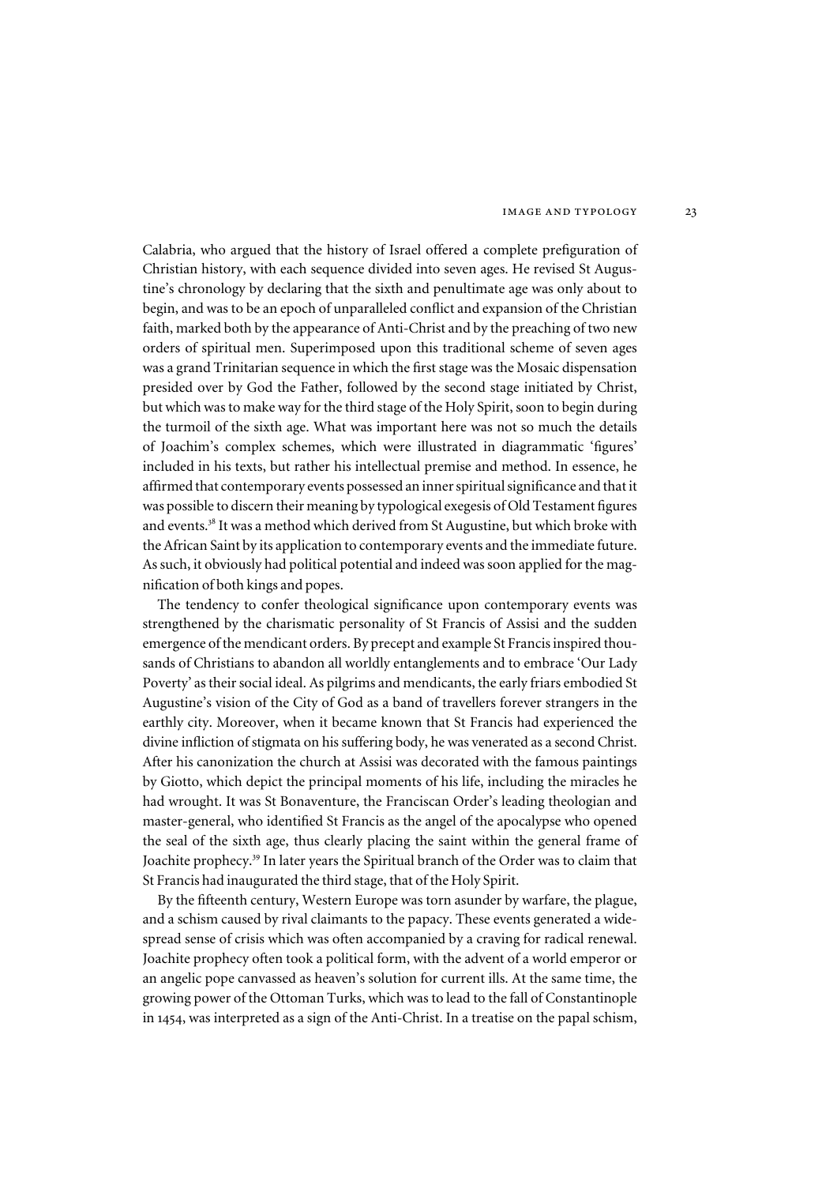Calabria, who argued that the history of Israel offered a complete prefiguration of Christian history, with each sequence divided into seven ages. He revised St Augustine's chronology by declaring that the sixth and penultimate age was only about to begin, and was to be an epoch of unparalleled conflict and expansion of the Christian faith, marked both by the appearance of Anti-Christ and by the preaching of two new orders of spiritual men. Superimposed upon this traditional scheme of seven ages was a grand Trinitarian sequence in which the first stage was the Mosaic dispensation presided over by God the Father, followed by the second stage initiated by Christ, but which was to make way for the third stage of the Holy Spirit, soon to begin during the turmoil of the sixth age. What was important here was not so much the details of Joachim's complex schemes, which were illustrated in diagrammatic 'figures' included in his texts, but rather his intellectual premise and method. In essence, he affirmed that contemporary events possessed an inner spiritual significance and that it was possible to discern their meaning by typological exegesis of Old Testament figures and events.[38] It was a method which derived from St Augustine, but which broke with the African Saint by its application to contemporary events and the immediate future. As such, it obviously had political potential and indeed was soon applied for the magnification of both kings and popes.

The tendency to confer theological significance upon contemporary events was strengthened by the charismatic personality of St Francis of Assisi and the sudden emergence of the mendicant orders. By precept and example St Francis inspired thousands of Christians to abandon all worldly entanglements and to embrace 'Our Lady Poverty' as their social ideal. As pilgrims and mendicants, the early friars embodied St Augustine's vision of the City of God as a band of travellers forever strangers in the earthly city. Moreover, when it became known that St Francis had experienced the divine infliction of stigmata on his suffering body, he was venerated as a second Christ. After his canonization the church at Assisi was decorated with the famous paintings by Giotto, which depict the principal moments of his life, including the miracles he had wrought. It was St Bonaventure, the Franciscan Order's leading theologian and master-general, who identified St Francis as the angel of the apocalypse who opened the seal of the sixth age, thus clearly placing the saint within the general frame of Joachite prophecy.[39] In later years the Spiritual branch of the Order was to claim that St Francis had inaugurated the third stage, that of the Holy Spirit.

By the fifteenth century, Western Europe was torn asunder by warfare, the plague, and a schism caused by rival claimants to the papacy. These events generated a widespread sense of crisis which was often accompanied by a craving for radical renewal. Joachite prophecy often took a political form, with the advent of a world emperor or an angelic pope canvassed as heaven's solution for current ills. At the same time, the growing power of the Ottoman Turks, which was to lead to the fall of Constantinople in 1454, was interpreted as a sign of the Anti-Christ. In a treatise on the papal schism,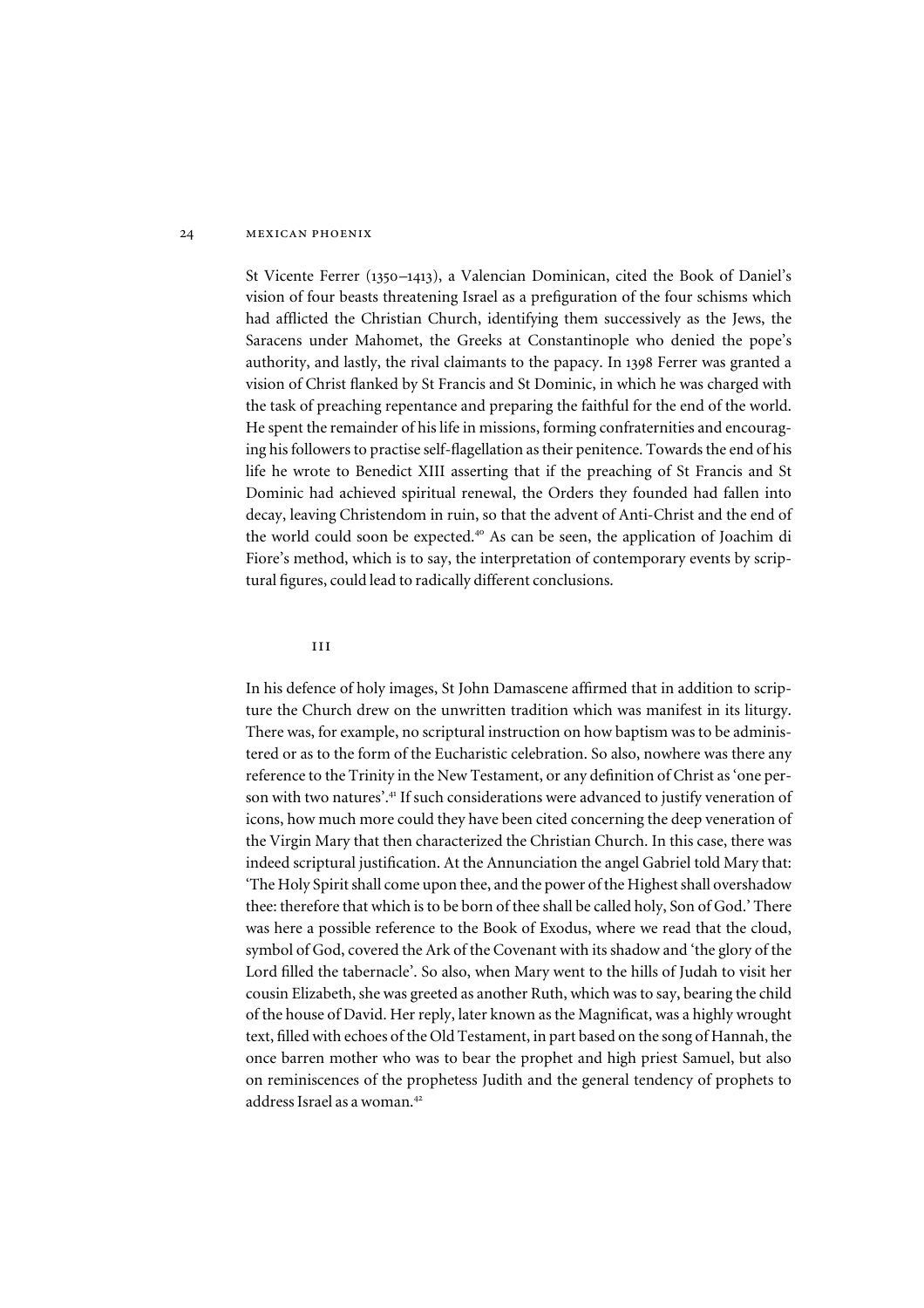St Vicente Ferrer (1350–1413), a Valencian Dominican, cited the Book of Daniel's vision of four beasts threatening Israel as a prefiguration of the four schisms which had afflicted the Christian Church, identifying them successively as the Jews, the Saracens under Mahomet, the Greeks at Constantinople who denied the pope's authority, and lastly, the rival claimants to the papacy. In 1398 Ferrer was granted a vision of Christ flanked by St Francis and St Dominic, in which he was charged with the task of preaching repentance and preparing the faithful for the end of the world. He spent the remainder of his life in missions, forming confraternities and encouraging his followers to practise self-flagellation as their penitence. Towards the end of his life he wrote to Benedict XIII asserting that if the preaching of St Francis and St Dominic had achieved spiritual renewal, the Orders they founded had fallen into decay, leaving Christendom in ruin, so that the advent of Anti-Christ and the end of the world could soon be expected.[40] As can be seen, the application of Joachim di Fiore's method, which is to say, the interpretation of contemporary events by scriptural figures, could lead to radically different conclusions.

## III

In his defence of holy images, St John Damascene affirmed that in addition to scripture the Church drew on the unwritten tradition which was manifest in its liturgy. There was, for example, no scriptural instruction on how baptism was to be administered or as to the form of the Eucharistic celebration. So also, nowhere was there any reference to the Trinity in the New Testament, or any definition of Christ as 'one person with two natures'.[41] If such considerations were advanced to justify veneration of icons, how much more could they have been cited concerning the deep veneration of the Virgin Mary that then characterized the Christian Church. In this case, there was indeed scriptural justification. At the Annunciation the angel Gabriel told Mary that: 'The Holy Spirit shall come upon thee, and the power of the Highest shall overshadow thee: therefore that which is to be born of thee shall be called holy, Son of God.' There was here a possible reference to the Book of Exodus, where we read that the cloud, symbol of God, covered the Ark of the Covenant with its shadow and 'the glory of the Lord filled the tabernacle'. So also, when Mary went to the hills of Judah to visit her cousin Elizabeth, she was greeted as another Ruth, which was to say, bearing the child of the house of David. Her reply, later known as the Magnificat, was a highly wrought text, filled with echoes of the Old Testament, in part based on the song of Hannah, the once barren mother who was to bear the prophet and high priest Samuel, but also on reminiscences of the prophetess Judith and the general tendency of prophets to address Israel as a woman.[42]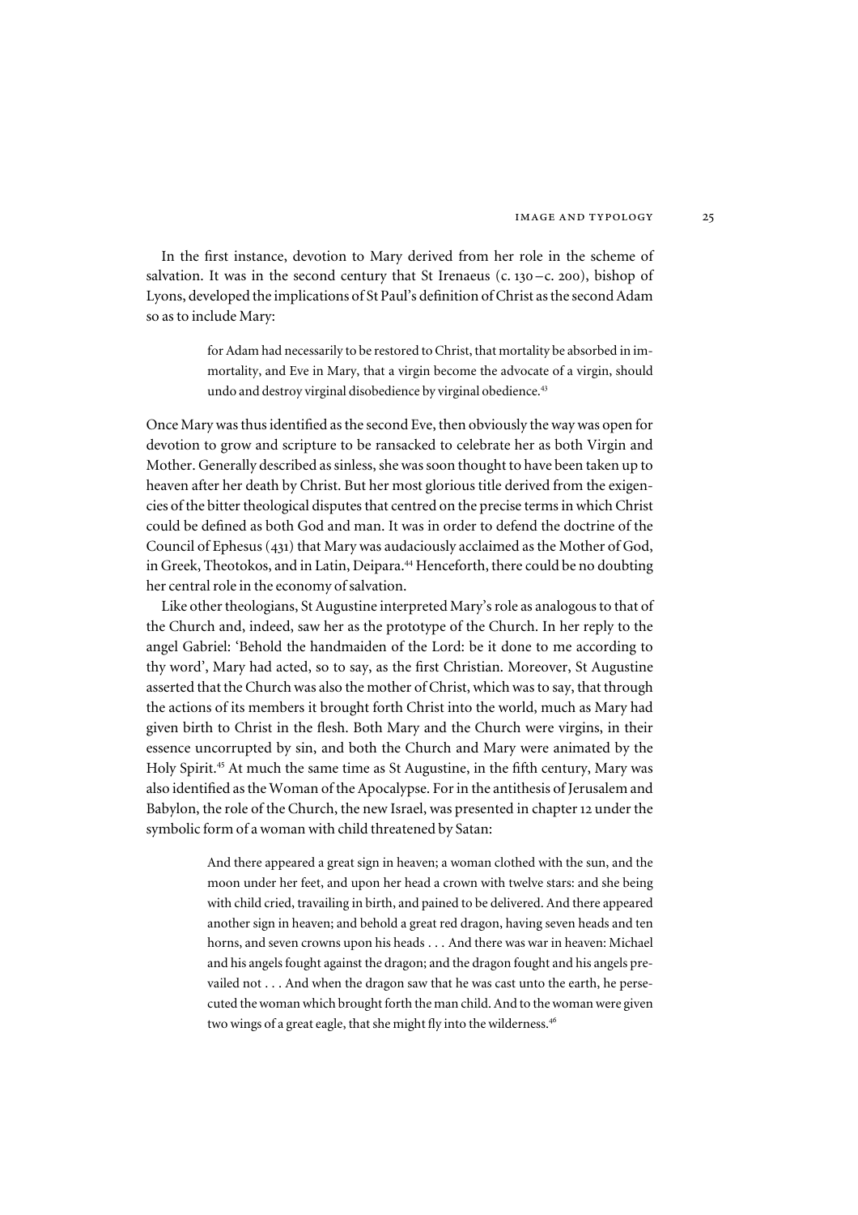In the first instance, devotion to Mary derived from her role in the scheme of salvation. It was in the second century that St Irenaeus (c. 130–c. 200), bishop of Lyons, developed the implications of St Paul's definition of Christ as the second Adam so as to include Mary:

> for Adam had necessarily to be restored to Christ, that mortality be absorbed in immortality, and Eve in Mary, that a virgin become the advocate of a virgin, should undo and destroy virginal disobedience by virginal obedience.[43]

Once Mary was thus identified as the second Eve, then obviously the way was open for devotion to grow and scripture to be ransacked to celebrate her as both Virgin and Mother. Generally described as sinless, she was soon thought to have been taken up to heaven after her death by Christ. But her most glorious title derived from the exigencies of the bitter theological disputes that centred on the precise terms in which Christ could be defined as both God and man. It was in order to defend the doctrine of the Council of Ephesus (431) that Mary was audaciously acclaimed as the Mother of God, in Greek, Theotokos, and in Latin, Deipara.[44] Henceforth, there could be no doubting her central role in the economy of salvation.

Like other theologians, St Augustine interpreted Mary's role as analogous to that of the Church and, indeed, saw her as the prototype of the Church. In her reply to the angel Gabriel: 'Behold the handmaiden of the Lord: be it done to me according to thy word', Mary had acted, so to say, as the first Christian. Moreover, St Augustine asserted that the Church was also the mother of Christ, which was to say, that through the actions of its members it brought forth Christ into the world, much as Mary had given birth to Christ in the flesh. Both Mary and the Church were virgins, in their essence uncorrupted by sin, and both the Church and Mary were animated by the Holy Spirit.[45] At much the same time as St Augustine, in the fifth century, Mary was also identified as the Woman of the Apocalypse. For in the antithesis of Jerusalem and Babylon, the role of the Church, the new Israel, was presented in chapter 12 under the symbolic form of a woman with child threatened by Satan:

> And there appeared a great sign in heaven; a woman clothed with the sun, and the moon under her feet, and upon her head a crown with twelve stars: and she being with child cried, travailing in birth, and pained to be delivered. And there appeared another sign in heaven; and behold a great red dragon, having seven heads and ten horns, and seven crowns upon his heads . . . And there was war in heaven: Michael and his angels fought against the dragon; and the dragon fought and his angels prevailed not . . . And when the dragon saw that he was cast unto the earth, he persecuted the woman which brought forth the man child. And to the woman were given two wings of a great eagle, that she might fly into the wilderness.[46]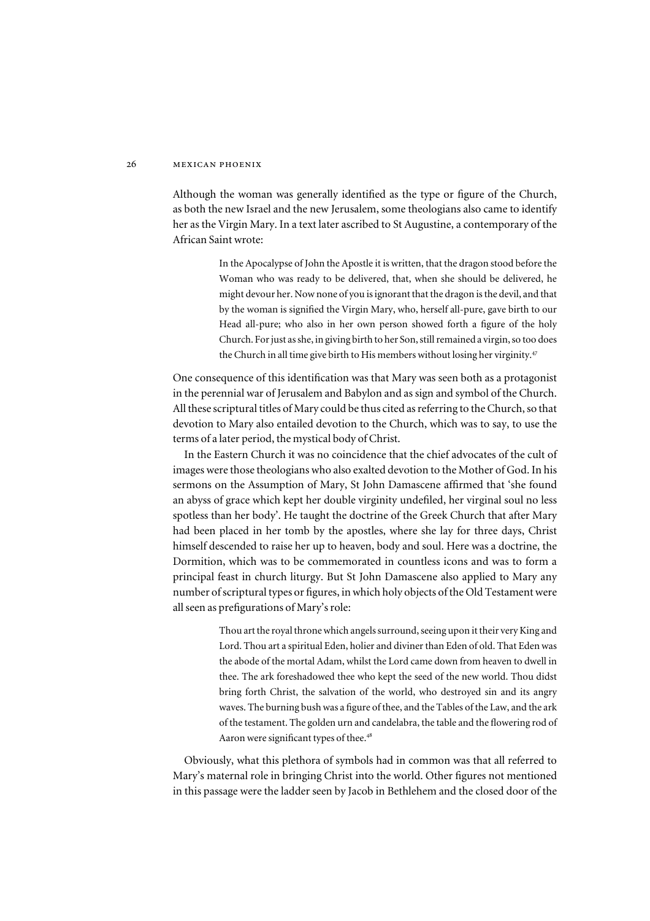Although the woman was generally identified as the type or figure of the Church, as both the new Israel and the new Jerusalem, some theologians also came to identify her as the Virgin Mary. In a text later ascribed to St Augustine, a contemporary of the African Saint wrote:

> In the Apocalypse of John the Apostle it is written, that the dragon stood before the Woman who was ready to be delivered, that, when she should be delivered, he might devour her. Now none of you is ignorant that the dragon is the devil, and that by the woman is signified the Virgin Mary, who, herself all-pure, gave birth to our Head all-pure; who also in her own person showed forth a figure of the holy Church. For just as she, in giving birth to her Son, still remained a virgin, so too does the Church in all time give birth to His members without losing her virginity.[47]

One consequence of this identification was that Mary was seen both as a protagonist in the perennial war of Jerusalem and Babylon and as sign and symbol of the Church. All these scriptural titles of Mary could be thus cited as referring to the Church, so that devotion to Mary also entailed devotion to the Church, which was to say, to use the terms of a later period, the mystical body of Christ.

In the Eastern Church it was no coincidence that the chief advocates of the cult of images were those theologians who also exalted devotion to the Mother of God. In his sermons on the Assumption of Mary, St John Damascene affirmed that 'she found an abyss of grace which kept her double virginity undefiled, her virginal soul no less spotless than her body'. He taught the doctrine of the Greek Church that after Mary had been placed in her tomb by the apostles, where she lay for three days, Christ himself descended to raise her up to heaven, body and soul. Here was a doctrine, the Dormition, which was to be commemorated in countless icons and was to form a principal feast in church liturgy. But St John Damascene also applied to Mary any number of scriptural types or figures, in which holy objects of the Old Testament were all seen as prefigurations of Mary's role:

> Thou art the royal throne which angels surround, seeing upon it their very King and Lord. Thou art a spiritual Eden, holier and diviner than Eden of old. That Eden was the abode of the mortal Adam, whilst the Lord came down from heaven to dwell in thee. The ark foreshadowed thee who kept the seed of the new world. Thou didst bring forth Christ, the salvation of the world, who destroyed sin and its angry waves. The burning bush was a figure of thee, and the Tables of the Law, and the ark of the testament. The golden urn and candelabra, the table and the flowering rod of Aaron were significant types of thee.[48]

Obviously, what this plethora of symbols had in common was that all referred to Mary's maternal role in bringing Christ into the world. Other figures not mentioned in this passage were the ladder seen by Jacob in Bethlehem and the closed door of the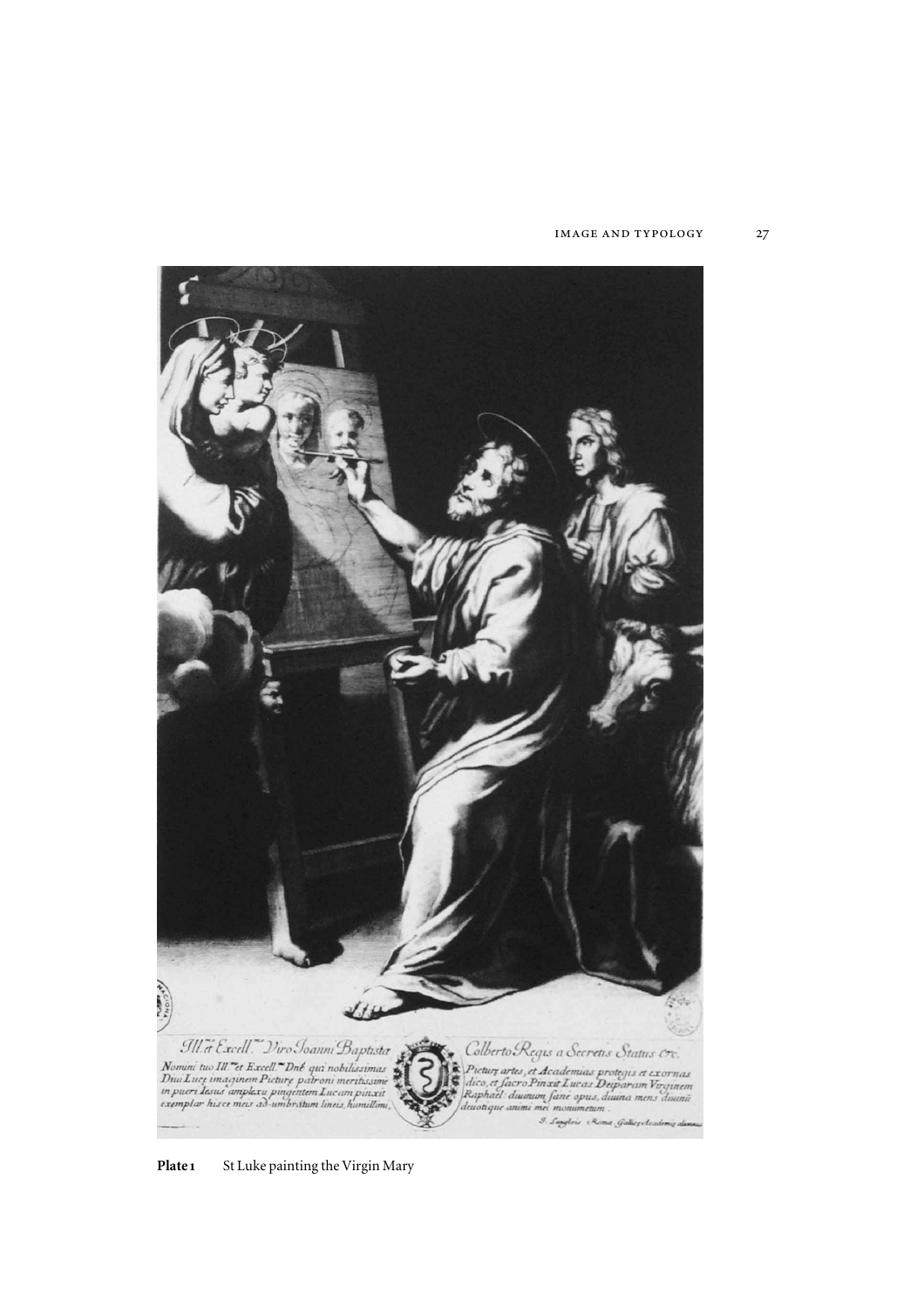Plate 1 St Luke painting the Virgin Mary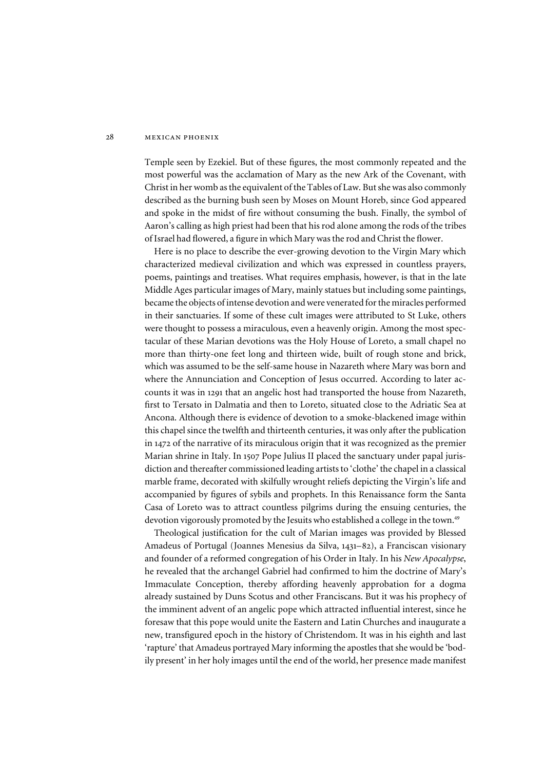Temple seen by Ezekiel. But of these figures, the most commonly repeated and the most powerful was the acclamation of Mary as the new Ark of the Covenant, with Christ in her womb as the equivalent of the Tables of Law. But she was also commonly described as the burning bush seen by Moses on Mount Horeb, since God appeared and spoke in the midst of fire without consuming the bush. Finally, the symbol of Aaron's calling as high priest had been that his rod alone among the rods of the tribes of Israel had flowered, a figure in which Mary was the rod and Christ the flower.

Here is no place to describe the ever-growing devotion to the Virgin Mary which characterized medieval civilization and which was expressed in countless prayers, poems, paintings and treatises. What requires emphasis, however, is that in the late Middle Ages particular images of Mary, mainly statues but including some paintings, became the objects of intense devotion and were venerated for the miracles performed in their sanctuaries. If some of these cult images were attributed to St Luke, others were thought to possess a miraculous, even a heavenly origin. Among the most spectacular of these Marian devotions was the Holy House of Loreto, a small chapel no more than thirty-one feet long and thirteen wide, built of rough stone and brick, which was assumed to be the self-same house in Nazareth where Mary was born and where the Annunciation and Conception of Jesus occurred. According to later accounts it was in 1291 that an angelic host had transported the house from Nazareth, first to Tersato in Dalmatia and then to Loreto, situated close to the Adriatic Sea at Ancona. Although there is evidence of devotion to a smoke-blackened image within this chapel since the twelfth and thirteenth centuries, it was only after the publication in 1472 of the narrative of its miraculous origin that it was recognized as the premier Marian shrine in Italy. In 1507 Pope Julius II placed the sanctuary under papal jurisdiction and thereafter commissioned leading artists to 'clothe' the chapel in a classical marble frame, decorated with skilfully wrought reliefs depicting the Virgin's life and accompanied by figures of sybils and prophets. In this Renaissance form the Santa Casa of Loreto was to attract countless pilgrims during the ensuing centuries, the devotion vigorously promoted by the Jesuits who established a college in the town.[49]

Theological justification for the cult of Marian images was provided by Blessed Amadeus of Portugal (Joannes Menesius da Silva, 1431–82), a Franciscan visionary and founder of a reformed congregation of his Order in Italy. In his *New Apocalypse*, he revealed that the archangel Gabriel had confirmed to him the doctrine of Mary's Immaculate Conception, thereby affording heavenly approbation for a dogma already sustained by Duns Scotus and other Franciscans. But it was his prophecy of the imminent advent of an angelic pope which attracted influential interest, since he foresaw that this pope would unite the Eastern and Latin Churches and inaugurate a new, transfigured epoch in the history of Christendom. It was in his eighth and last 'rapture' that Amadeus portrayed Mary informing the apostles that she would be 'bodily present' in her holy images until the end of the world, her presence made manifest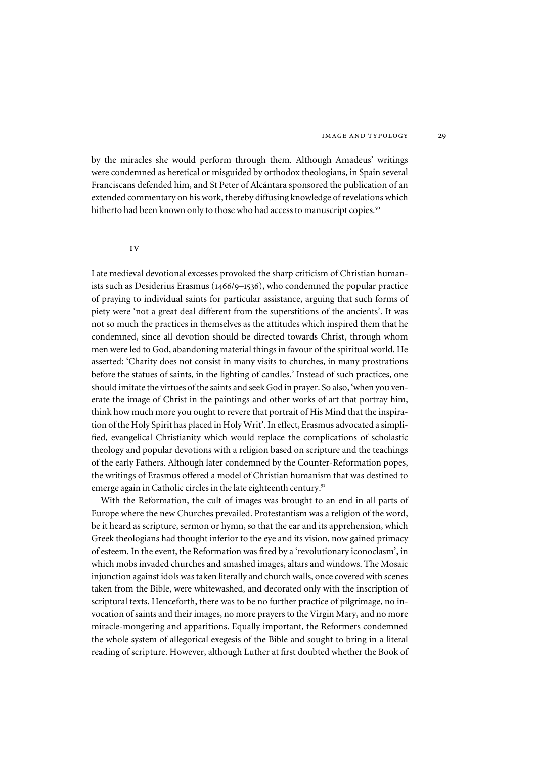by the miracles she would perform through them. Although Amadeus' writings were condemned as heretical or misguided by orthodox theologians, in Spain several Franciscans defended him, and St Peter of Alcántara sponsored the publication of an extended commentary on his work, thereby diffusing knowledge of revelations which hitherto had been known only to those who had access to manuscript copies.[50]

## IV

Late medieval devotional excesses provoked the sharp criticism of Christian humanists such as Desiderius Erasmus (1466/9–1536), who condemned the popular practice of praying to individual saints for particular assistance, arguing that such forms of piety were 'not a great deal different from the superstitions of the ancients'. It was not so much the practices in themselves as the attitudes which inspired them that he condemned, since all devotion should be directed towards Christ, through whom men were led to God, abandoning material things in favour of the spiritual world. He asserted: 'Charity does not consist in many visits to churches, in many prostrations before the statues of saints, in the lighting of candles.' Instead of such practices, one should imitate the virtues of the saints and seek God in prayer. So also, 'when you venerate the image of Christ in the paintings and other works of art that portray him, think how much more you ought to revere that portrait of His Mind that the inspiration of the Holy Spirit has placed in Holy Writ'. In effect, Erasmus advocated a simplified, evangelical Christianity which would replace the complications of scholastic theology and popular devotions with a religion based on scripture and the teachings of the early Fathers. Although later condemned by the Counter-Reformation popes, the writings of Erasmus offered a model of Christian humanism that was destined to emerge again in Catholic circles in the late eighteenth century.[51]

With the Reformation, the cult of images was brought to an end in all parts of Europe where the new Churches prevailed. Protestantism was a religion of the word, be it heard as scripture, sermon or hymn, so that the ear and its apprehension, which Greek theologians had thought inferior to the eye and its vision, now gained primacy of esteem. In the event, the Reformation was fired by a 'revolutionary iconoclasm', in which mobs invaded churches and smashed images, altars and windows. The Mosaic injunction against idols was taken literally and church walls, once covered with scenes taken from the Bible, were whitewashed, and decorated only with the inscription of scriptural texts. Henceforth, there was to be no further practice of pilgrimage, no invocation of saints and their images, no more prayers to the Virgin Mary, and no more miracle-mongering and apparitions. Equally important, the Reformers condemned the whole system of allegorical exegesis of the Bible and sought to bring in a literal reading of scripture. However, although Luther at first doubted whether the Book of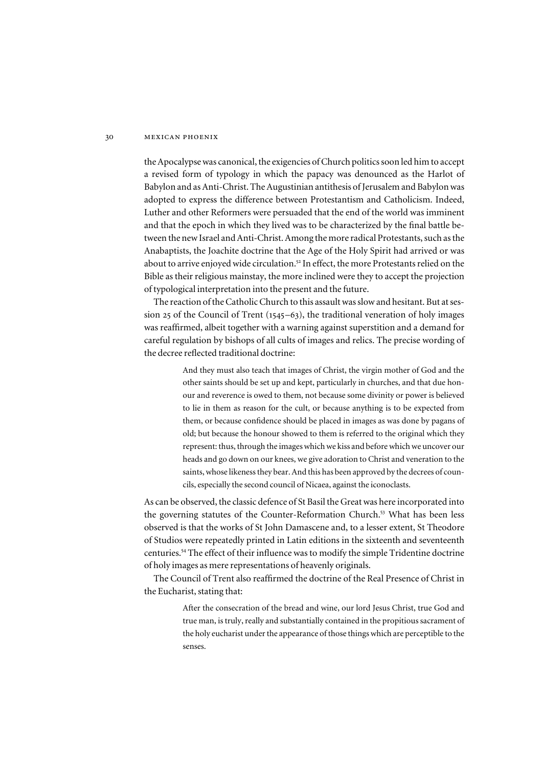the Apocalypse was canonical, the exigencies of Church politics soon led him to accept a revised form of typology in which the papacy was denounced as the Harlot of Babylon and as Anti-Christ. The Augustinian antithesis of Jerusalem and Babylon was adopted to express the difference between Protestantism and Catholicism. Indeed, Luther and other Reformers were persuaded that the end of the world was imminent and that the epoch in which they lived was to be characterized by the final battle between the new Israel and Anti-Christ. Among the more radical Protestants, such as the Anabaptists, the Joachite doctrine that the Age of the Holy Spirit had arrived or was about to arrive enjoyed wide circulation.[52] In effect, the more Protestants relied on the Bible as their religious mainstay, the more inclined were they to accept the projection of typological interpretation into the present and the future.

The reaction of the Catholic Church to this assault was slow and hesitant. But at session 25 of the Council of Trent (1545–63), the traditional veneration of holy images was reaffirmed, albeit together with a warning against superstition and a demand for careful regulation by bishops of all cults of images and relics. The precise wording of the decree reflected traditional doctrine:

> And they must also teach that images of Christ, the virgin mother of God and the other saints should be set up and kept, particularly in churches, and that due honour and reverence is owed to them, not because some divinity or power is believed to lie in them as reason for the cult, or because anything is to be expected from them, or because confidence should be placed in images as was done by pagans of old; but because the honour showed to them is referred to the original which they represent: thus, through the images which we kiss and before which we uncover our heads and go down on our knees, we give adoration to Christ and veneration to the saints, whose likeness they bear. And this has been approved by the decrees of councils, especially the second council of Nicaea, against the iconoclasts.

As can be observed, the classic defence of St Basil the Great was here incorporated into the governing statutes of the Counter-Reformation Church.[53] What has been less observed is that the works of St John Damascene and, to a lesser extent, St Theodore of Studios were repeatedly printed in Latin editions in the sixteenth and seventeenth centuries.[54] The effect of their influence was to modify the simple Tridentine doctrine of holy images as mere representations of heavenly originals.

The Council of Trent also reaffirmed the doctrine of the Real Presence of Christ in the Eucharist, stating that:

> After the consecration of the bread and wine, our lord Jesus Christ, true God and true man, is truly, really and substantially contained in the propitious sacrament of the holy eucharist under the appearance of those things which are perceptible to the senses.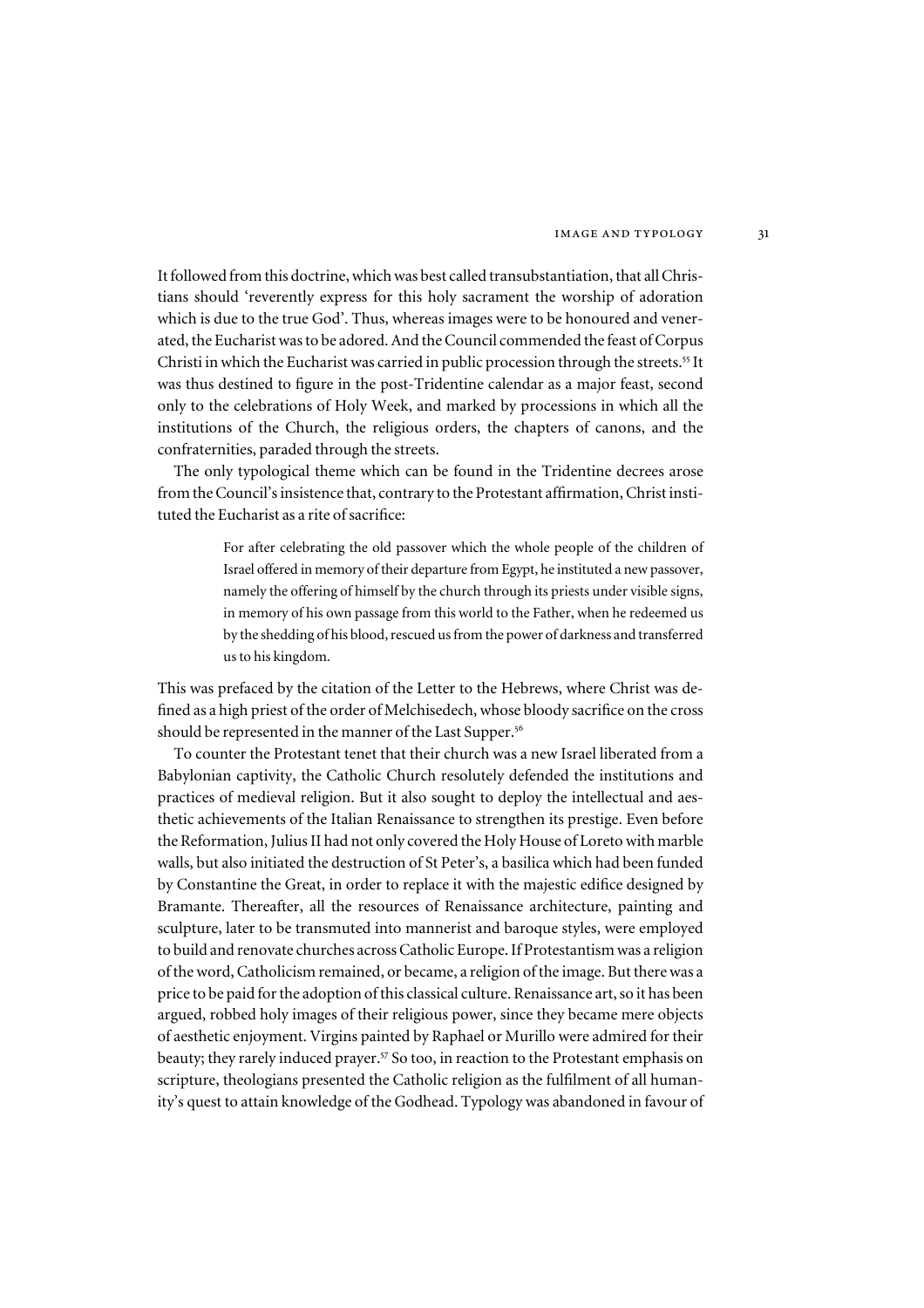It followed from this doctrine, which was best called transubstantiation, that all Christians should 'reverently express for this holy sacrament the worship of adoration which is due to the true God'. Thus, whereas images were to be honoured and venerated, the Eucharist was to be adored. And the Council commended the feast of Corpus Christi in which the Eucharist was carried in public procession through the streets.[55] It was thus destined to figure in the post-Tridentine calendar as a major feast, second only to the celebrations of Holy Week, and marked by processions in which all the institutions of the Church, the religious orders, the chapters of canons, and the confraternities, paraded through the streets.

The only typological theme which can be found in the Tridentine decrees arose from the Council's insistence that, contrary to the Protestant affirmation, Christ instituted the Eucharist as a rite of sacrifice:

> For after celebrating the old passover which the whole people of the children of Israel offered in memory of their departure from Egypt, he instituted a new passover, namely the offering of himself by the church through its priests under visible signs, in memory of his own passage from this world to the Father, when he redeemed us by the shedding of his blood, rescued us from the power of darkness and transferred us to his kingdom.

This was prefaced by the citation of the Letter to the Hebrews, where Christ was defined as a high priest of the order of Melchisedech, whose bloody sacrifice on the cross should be represented in the manner of the Last Supper.[56]

To counter the Protestant tenet that their church was a new Israel liberated from a Babylonian captivity, the Catholic Church resolutely defended the institutions and practices of medieval religion. But it also sought to deploy the intellectual and aesthetic achievements of the Italian Renaissance to strengthen its prestige. Even before the Reformation, Julius II had not only covered the Holy House of Loreto with marble walls, but also initiated the destruction of St Peter's, a basilica which had been funded by Constantine the Great, in order to replace it with the majestic edifice designed by Bramante. Thereafter, all the resources of Renaissance architecture, painting and sculpture, later to be transmuted into mannerist and baroque styles, were employed to build and renovate churches across Catholic Europe. If Protestantism was a religion of the word, Catholicism remained, or became, a religion of the image. But there was a price to be paid for the adoption of this classical culture. Renaissance art, so it has been argued, robbed holy images of their religious power, since they became mere objects of aesthetic enjoyment. Virgins painted by Raphael or Murillo were admired for their beauty; they rarely induced prayer.[57] So too, in reaction to the Protestant emphasis on scripture, theologians presented the Catholic religion as the fulfilment of all humanity's quest to attain knowledge of the Godhead. Typology was abandoned in favour of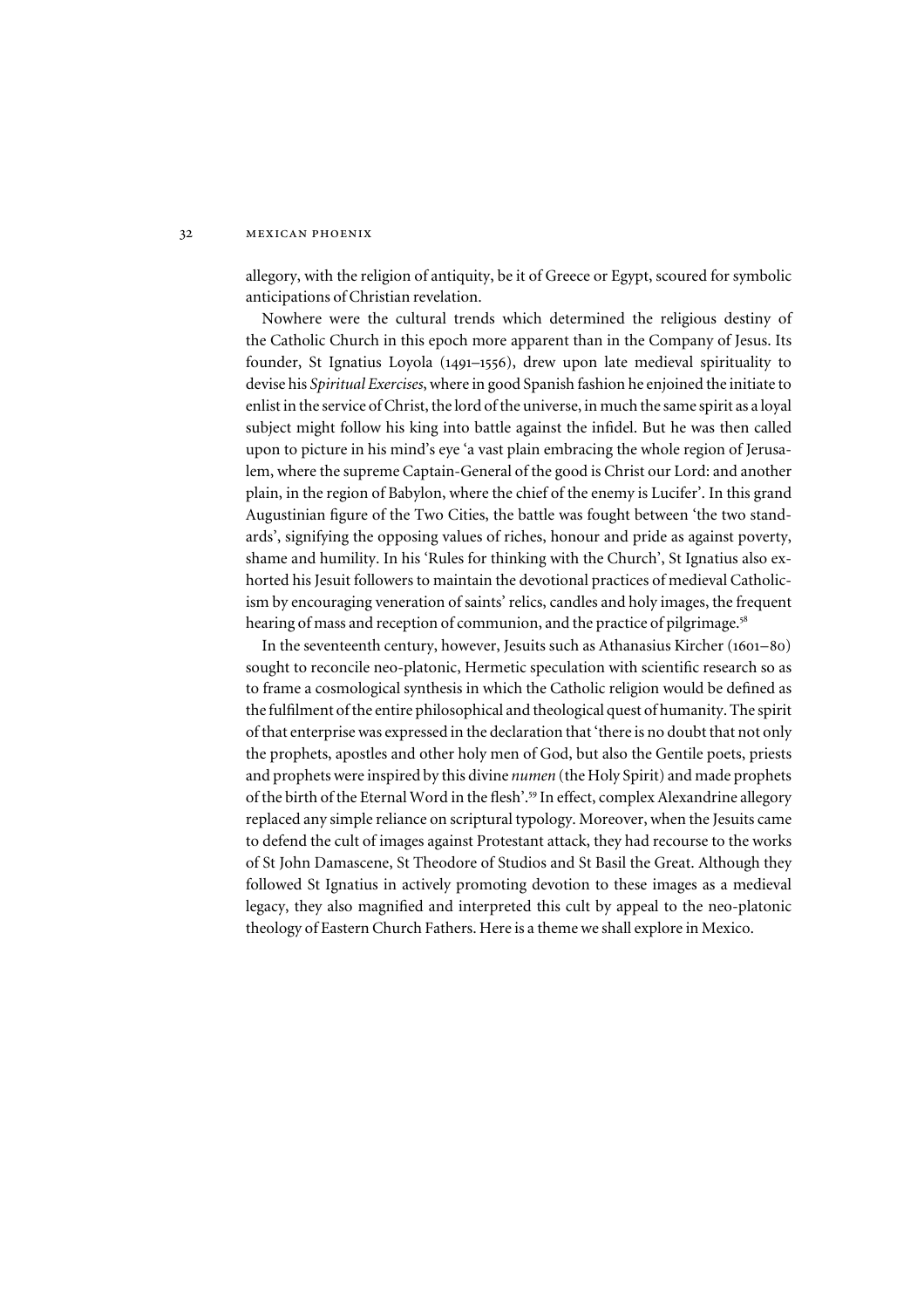allegory, with the religion of antiquity, be it of Greece or Egypt, scoured for symbolic anticipations of Christian revelation.

Nowhere were the cultural trends which determined the religious destiny of the Catholic Church in this epoch more apparent than in the Company of Jesus. Its founder, St Ignatius Loyola (1491–1556), drew upon late medieval spirituality to devise his *Spiritual Exercises*, where in good Spanish fashion he enjoined the initiate to enlist in the service of Christ, the lord of the universe, in much the same spirit as a loyal subject might follow his king into battle against the infidel. But he was then called upon to picture in his mind's eye 'a vast plain embracing the whole region of Jerusalem, where the supreme Captain-General of the good is Christ our Lord: and another plain, in the region of Babylon, where the chief of the enemy is Lucifer'. In this grand Augustinian figure of the Two Cities, the battle was fought between 'the two standards', signifying the opposing values of riches, honour and pride as against poverty, shame and humility. In his 'Rules for thinking with the Church', St Ignatius also exhorted his Jesuit followers to maintain the devotional practices of medieval Catholicism by encouraging veneration of saints' relics, candles and holy images, the frequent hearing of mass and reception of communion, and the practice of pilgrimage.[58]

In the seventeenth century, however, Jesuits such as Athanasius Kircher (1601–80) sought to reconcile neo-platonic, Hermetic speculation with scientific research so as to frame a cosmological synthesis in which the Catholic religion would be defined as the fulfilment of the entire philosophical and theological quest of humanity. The spirit of that enterprise was expressed in the declaration that 'there is no doubt that not only the prophets, apostles and other holy men of God, but also the Gentile poets, priests and prophets were inspired by this divine *numen* (the Holy Spirit) and made prophets of the birth of the Eternal Word in the flesh'.[59] In effect, complex Alexandrine allegory replaced any simple reliance on scriptural typology. Moreover, when the Jesuits came to defend the cult of images against Protestant attack, they had recourse to the works of St John Damascene, St Theodore of Studios and St Basil the Great. Although they followed St Ignatius in actively promoting devotion to these images as a medieval legacy, they also magnified and interpreted this cult by appeal to the neo-platonic theology of Eastern Church Fathers. Here is a theme we shall explore in Mexico.